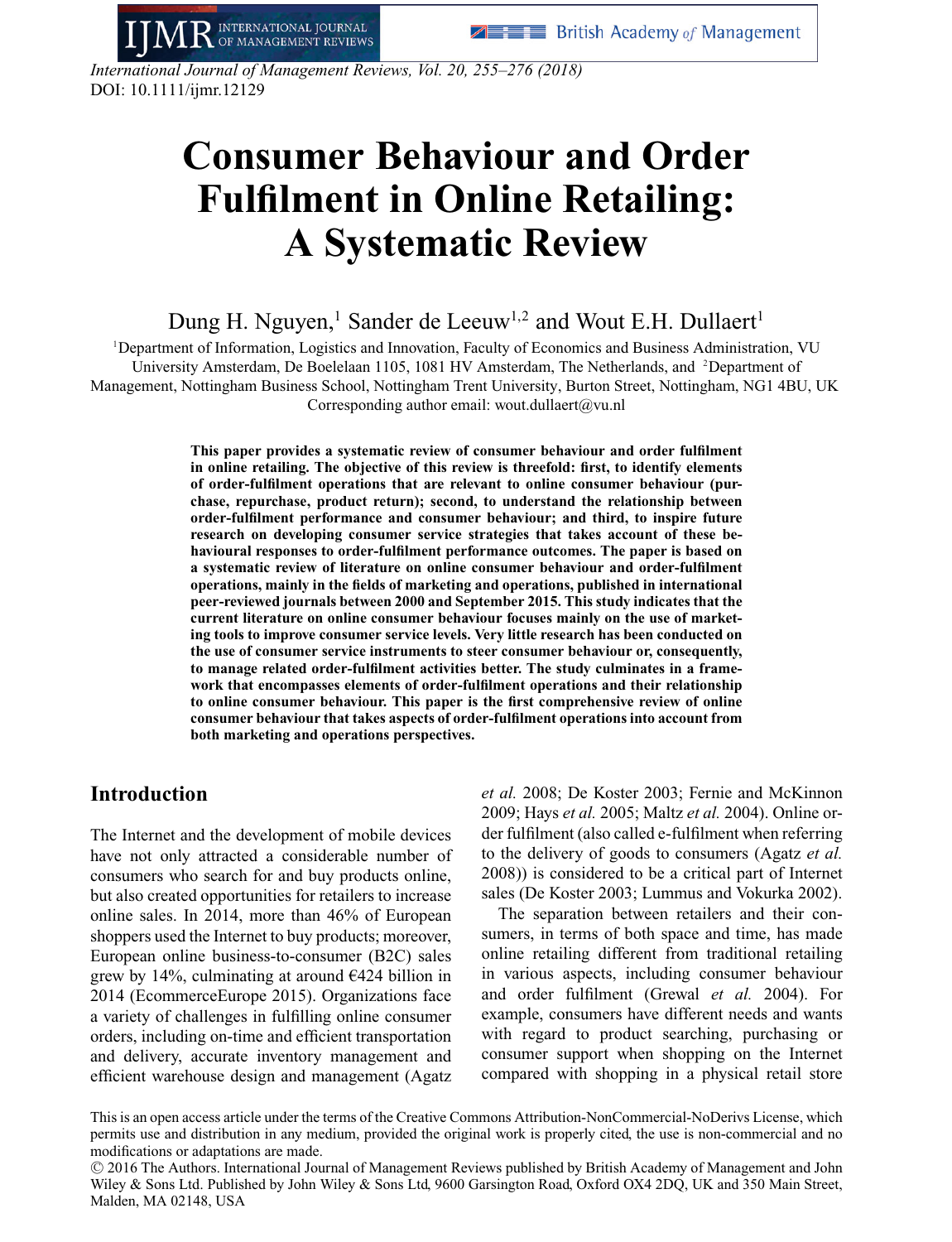# Consumer Behaviour and Order Fulfilment in Online Retailing: A Systematic Review

Dung H. Nguyen,[1] Sander de Leeuw[1,2] and Wout E.H. Dullaert[1]

[1]Department of Information, Logistics and Innovation, Faculty of Economics and Business Administration, VU University Amsterdam, De Boelelaan 1105, 1081 HV Amsterdam, The Netherlands, and [2]Department of Management, Nottingham Business School, Nottingham Trent University, Burton Street, Nottingham, NG1 4BU, UK
Corresponding author email: wout.dullaert@vu.nl

**This paper provides a systematic review of consumer behaviour and order fulfilment in online retailing. The objective of this review is threefold: first, to identify elements of order-fulfilment operations that are relevant to online consumer behaviour (purchase, repurchase, product return); second, to understand the relationship between order-fulfilment performance and consumer behaviour; and third, to inspire future research on developing consumer service strategies that takes account of these behavioural responses to order-fulfilment performance outcomes. The paper is based on a systematic review of literature on online consumer behaviour and order-fulfilment operations, mainly in the fields of marketing and operations, published in international peer-reviewed journals between 2000 and September 2015. This study indicates that the current literature on online consumer behaviour focuses mainly on the use of marketing tools to improve consumer service levels. Very little research has been conducted on the use of consumer service instruments to steer consumer behaviour or, consequently, to manage related order-fulfilment activities better. The study culminates in a framework that encompasses elements of order-fulfilment operations and their relationship to online consumer behaviour. This paper is the first comprehensive review of online consumer behaviour that takes aspects of order-fulfilment operations into account from both marketing and operations perspectives.**

## Introduction

The Internet and the development of mobile devices have not only attracted a considerable number of consumers who search for and buy products online, but also created opportunities for retailers to increase online sales. In 2014, more than 46% of European shoppers used the Internet to buy products; moreover, European online business-to-consumer (B2C) sales grew by 14%, culminating at around €424 billion in 2014 (EcommerceEurope 2015). Organizations face a variety of challenges in fulfilling online consumer orders, including on-time and efficient transportation and delivery, accurate inventory management and efficient warehouse design and management (Agatz *et al.* 2008; De Koster 2003; Fernie and McKinnon 2009; Hays *et al.* 2005; Maltz *et al.* 2004). Online order fulfilment (also called e-fulfilment when referring to the delivery of goods to consumers (Agatz *et al.* 2008)) is considered to be a critical part of Internet sales (De Koster 2003; Lummus and Vokurka 2002).

The separation between retailers and their consumers, in terms of both space and time, has made online retailing different from traditional retailing in various aspects, including consumer behaviour and order fulfilment (Grewal *et al.* 2004). For example, consumers have different needs and wants with regard to product searching, purchasing or consumer support when shopping on the Internet compared with shopping in a physical retail store

This is an open access article under the terms of the Creative Commons Attribution-NonCommercial-NoDerivs License, which permits use and distribution in any medium, provided the original work is properly cited, the use is non-commercial and no modifications or adaptations are made.

© 2016 The Authors. International Journal of Management Reviews published by British Academy of Management and John Wiley & Sons Ltd. Published by John Wiley & Sons Ltd, 9600 Garsington Road, Oxford OX4 2DQ, UK and 350 Main Street, Malden, MA 02148, USA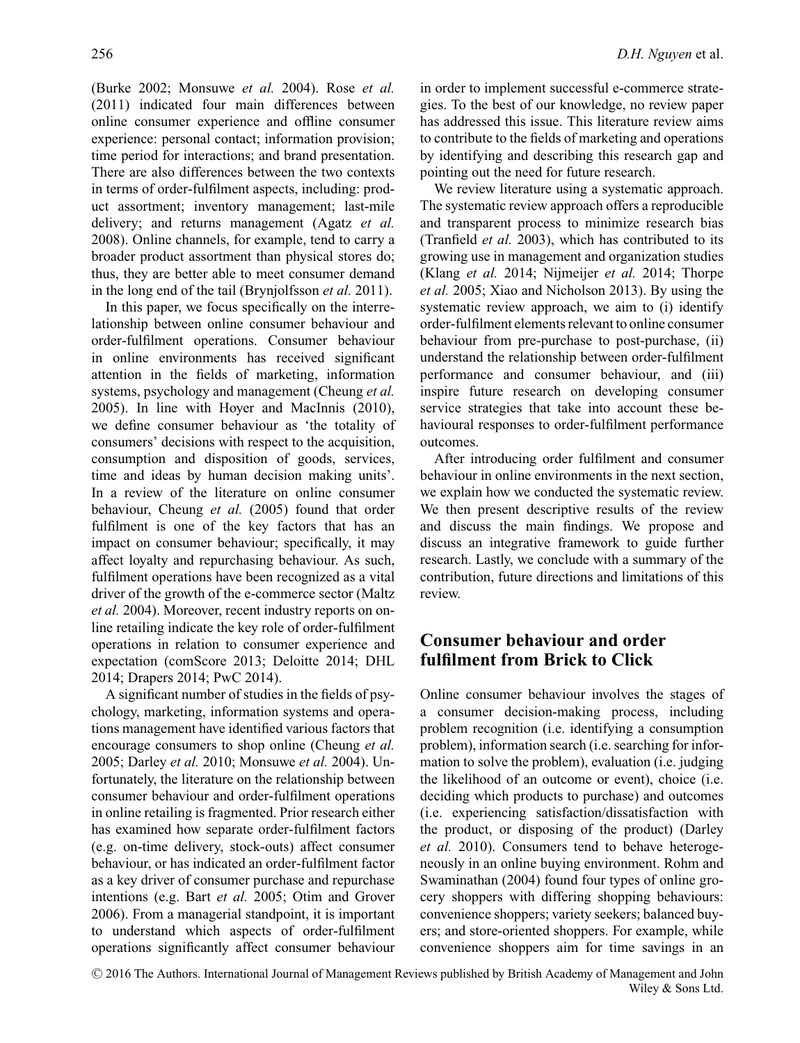(Burke 2002; Monsuwe *et al.* 2004). Rose *et al.* (2011) indicated four main differences between online consumer experience and offline consumer experience: personal contact; information provision; time period for interactions; and brand presentation. There are also differences between the two contexts in terms of order-fulfilment aspects, including: product assortment; inventory management; last-mile delivery; and returns management (Agatz *et al.* 2008). Online channels, for example, tend to carry a broader product assortment than physical stores do; thus, they are better able to meet consumer demand in the long end of the tail (Brynjolfsson *et al.* 2011).

In this paper, we focus specifically on the interrelationship between online consumer behaviour and order-fulfilment operations. Consumer behaviour in online environments has received significant attention in the fields of marketing, information systems, psychology and management (Cheung *et al.* 2005). In line with Hoyer and MacInnis (2010), we define consumer behaviour as 'the totality of consumers' decisions with respect to the acquisition, consumption and disposition of goods, services, time and ideas by human decision making units'. In a review of the literature on online consumer behaviour, Cheung *et al.* (2005) found that order fulfilment is one of the key factors that has an impact on consumer behaviour; specifically, it may affect loyalty and repurchasing behaviour. As such, fulfilment operations have been recognized as a vital driver of the growth of the e-commerce sector (Maltz *et al.* 2004). Moreover, recent industry reports on online retailing indicate the key role of order-fulfilment operations in relation to consumer experience and expectation (comScore 2013; Deloitte 2014; DHL 2014; Drapers 2014; PwC 2014).

A significant number of studies in the fields of psychology, marketing, information systems and operations management have identified various factors that encourage consumers to shop online (Cheung *et al.* 2005; Darley *et al.* 2010; Monsuwe *et al.* 2004). Unfortunately, the literature on the relationship between consumer behaviour and order-fulfilment operations in online retailing is fragmented. Prior research either has examined how separate order-fulfilment factors (e.g. on-time delivery, stock-outs) affect consumer behaviour, or has indicated an order-fulfilment factor as a key driver of consumer purchase and repurchase intentions (e.g. Bart *et al.* 2005; Otim and Grover 2006). From a managerial standpoint, it is important to understand which aspects of order-fulfilment operations significantly affect consumer behaviour in order to implement successful e-commerce strategies. To the best of our knowledge, no review paper has addressed this issue. This literature review aims to contribute to the fields of marketing and operations by identifying and describing this research gap and pointing out the need for future research.

We review literature using a systematic approach. The systematic review approach offers a reproducible and transparent process to minimize research bias (Tranfield *et al.* 2003), which has contributed to its growing use in management and organization studies (Klang *et al.* 2014; Nijmeijer *et al.* 2014; Thorpe *et al.* 2005; Xiao and Nicholson 2013). By using the systematic review approach, we aim to (i) identify order-fulfilment elements relevant to online consumer behaviour from pre-purchase to post-purchase, (ii) understand the relationship between order-fulfilment performance and consumer behaviour, and (iii) inspire future research on developing consumer service strategies that take into account these behavioural responses to order-fulfilment performance outcomes.

After introducing order fulfilment and consumer behaviour in online environments in the next section, we explain how we conducted the systematic review. We then present descriptive results of the review and discuss the main findings. We propose and discuss an integrative framework to guide further research. Lastly, we conclude with a summary of the contribution, future directions and limitations of this review.

## Consumer behaviour and order fulfilment from Brick to Click

Online consumer behaviour involves the stages of a consumer decision-making process, including problem recognition (i.e. identifying a consumption problem), information search (i.e. searching for information to solve the problem), evaluation (i.e. judging the likelihood of an outcome or event), choice (i.e. deciding which products to purchase) and outcomes (i.e. experiencing satisfaction/dissatisfaction with the product, or disposing of the product) (Darley *et al.* 2010). Consumers tend to behave heterogeneously in an online buying environment. Rohm and Swaminathan (2004) found four types of online grocery shoppers with differing shopping behaviours: convenience shoppers; variety seekers; balanced buyers; and store-oriented shoppers. For example, while convenience shoppers aim for time savings in an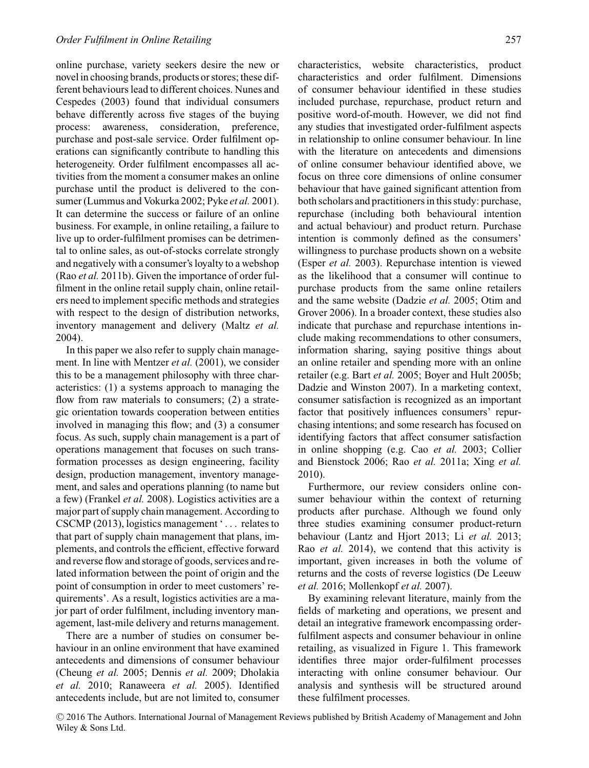online purchase, variety seekers desire the new or novel in choosing brands, products or stores; these different behaviours lead to different choices. Nunes and Cespedes (2003) found that individual consumers behave differently across five stages of the buying process: awareness, consideration, preference, purchase and post-sale service. Order fulfilment operations can significantly contribute to handling this heterogeneity. Order fulfilment encompasses all activities from the moment a consumer makes an online purchase until the product is delivered to the consumer (Lummus and Vokurka 2002; Pyke *et al.* 2001). It can determine the success or failure of an online business. For example, in online retailing, a failure to live up to order-fulfilment promises can be detrimental to online sales, as out-of-stocks correlate strongly and negatively with a consumer's loyalty to a webshop (Rao *et al.* 2011b). Given the importance of order fulfilment in the online retail supply chain, online retailers need to implement specific methods and strategies with respect to the design of distribution networks, inventory management and delivery (Maltz *et al.* 2004).

In this paper we also refer to supply chain management. In line with Mentzer *et al.* (2001), we consider this to be a management philosophy with three characteristics: (1) a systems approach to managing the flow from raw materials to consumers; (2) a strategic orientation towards cooperation between entities involved in managing this flow; and (3) a consumer focus. As such, supply chain management is a part of operations management that focuses on such transformation processes as design engineering, facility design, production management, inventory management, and sales and operations planning (to name but a few) (Frankel *et al.* 2008). Logistics activities are a major part of supply chain management. According to CSCMP (2013), logistics management '... relates to that part of supply chain management that plans, implements, and controls the efficient, effective forward and reverse flow and storage of goods, services and related information between the point of origin and the point of consumption in order to meet customers' requirements'. As a result, logistics activities are a major part of order fulfilment, including inventory management, last-mile delivery and returns management.

There are a number of studies on consumer behaviour in an online environment that have examined antecedents and dimensions of consumer behaviour (Cheung *et al.* 2005; Dennis *et al.* 2009; Dholakia *et al.* 2010; Ranaweera *et al.* 2005). Identified antecedents include, but are not limited to, consumer characteristics, website characteristics, product characteristics and order fulfilment. Dimensions of consumer behaviour identified in these studies included purchase, repurchase, product return and positive word-of-mouth. However, we did not find any studies that investigated order-fulfilment aspects in relationship to online consumer behaviour. In line with the literature on antecedents and dimensions of online consumer behaviour identified above, we focus on three core dimensions of online consumer behaviour that have gained significant attention from both scholars and practitioners in this study: purchase, repurchase (including both behavioural intention and actual behaviour) and product return. Purchase intention is commonly defined as the consumers' willingness to purchase products shown on a website (Esper *et al.* 2003). Repurchase intention is viewed as the likelihood that a consumer will continue to purchase products from the same online retailers and the same website (Dadzie *et al.* 2005; Otim and Grover 2006). In a broader context, these studies also indicate that purchase and repurchase intentions include making recommendations to other consumers, information sharing, saying positive things about an online retailer and spending more with an online retailer (e.g. Bart *et al.* 2005; Boyer and Hult 2005b; Dadzie and Winston 2007). In a marketing context, consumer satisfaction is recognized as an important factor that positively influences consumers' repurchasing intentions; and some research has focused on identifying factors that affect consumer satisfaction in online shopping (e.g. Cao *et al.* 2003; Collier and Bienstock 2006; Rao *et al.* 2011a; Xing *et al.* 2010).

Furthermore, our review considers online consumer behaviour within the context of returning products after purchase. Although we found only three studies examining consumer product-return behaviour (Lantz and Hjort 2013; Li *et al.* 2013; Rao *et al.* 2014), we contend that this activity is important, given increases in both the volume of returns and the costs of reverse logistics (De Leeuw *et al.* 2016; Mollenkopf *et al.* 2007).

By examining relevant literature, mainly from the fields of marketing and operations, we present and detail an integrative framework encompassing order-fulfilment aspects and consumer behaviour in online retailing, as visualized in Figure 1. This framework identifies three major order-fulfilment processes interacting with online consumer behaviour. Our analysis and synthesis will be structured around these fulfilment processes.

© 2016 The Authors. International Journal of Management Reviews published by British Academy of Management and John Wiley & Sons Ltd.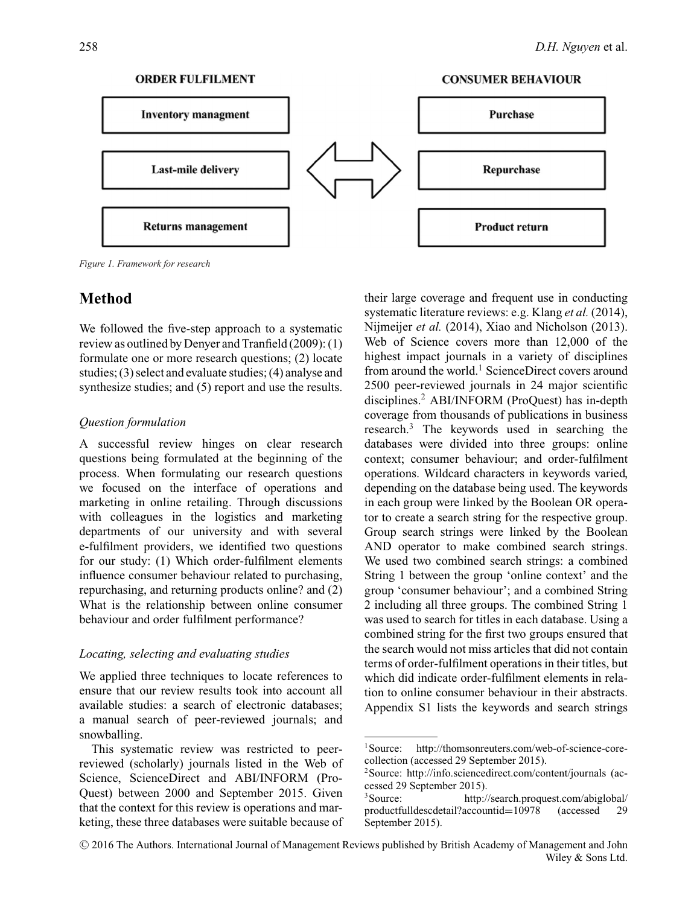**ORDER FULFILMENT**

- Inventory managment
- Last-mile delivery
- Returns management

**CONSUMER BEHAVIOUR**

- Purchase
- Repurchase
- Product return

*Figure 1. Framework for research*

## Method

We followed the five-step approach to a systematic review as outlined by Denyer and Tranfield (2009): (1) formulate one or more research questions; (2) locate studies; (3) select and evaluate studies; (4) analyse and synthesize studies; and (5) report and use the results.

### *Question formulation*

A successful review hinges on clear research questions being formulated at the beginning of the process. When formulating our research questions we focused on the interface of operations and marketing in online retailing. Through discussions with colleagues in the logistics and marketing departments of our university and with several e-fulfilment providers, we identified two questions for our study: (1) Which order-fulfilment elements influence consumer behaviour related to purchasing, repurchasing, and returning products online? and (2) What is the relationship between online consumer behaviour and order fulfilment performance?

### *Locating, selecting and evaluating studies*

We applied three techniques to locate references to ensure that our review results took into account all available studies: a search of electronic databases; a manual search of peer-reviewed journals; and snowballing.

This systematic review was restricted to peer-reviewed (scholarly) journals listed in the Web of Science, ScienceDirect and ABI/INFORM (ProQuest) between 2000 and September 2015. Given that the context for this review is operations and marketing, these three databases were suitable because of their large coverage and frequent use in conducting systematic literature reviews: e.g. Klang *et al.* (2014), Nijmeijer *et al.* (2014), Xiao and Nicholson (2013). Web of Science covers more than 12,000 of the highest impact journals in a variety of disciplines from around the world.[1] ScienceDirect covers around 2500 peer-reviewed journals in 24 major scientific disciplines.[2] ABI/INFORM (ProQuest) has in-depth coverage from thousands of publications in business research.[3] The keywords used in searching the databases were divided into three groups: online context; consumer behaviour; and order-fulfilment operations. Wildcard characters in keywords varied, depending on the database being used. The keywords in each group were linked by the Boolean OR operator to create a search string for the respective group. Group search strings were linked by the Boolean AND operator to make combined search strings. We used two combined search strings: a combined String 1 between the group 'online context' and the group 'consumer behaviour'; and a combined String 2 including all three groups. The combined String 1 was used to search for titles in each database. Using a combined string for the first two groups ensured that the search would not miss articles that did not contain terms of order-fulfilment operations in their titles, but which did indicate order-fulfilment elements in relation to online consumer behaviour in their abstracts. Appendix S1 lists the keywords and search strings

[1] Source: http://thomsonreuters.com/web-of-science-core-collection (accessed 29 September 2015).

[2] Source: http://info.sciencedirect.com/content/journals (accessed 29 September 2015).

[3] Source: http://search.proquest.com/abiglobal/productfulldescdetail?accountid=10978 (accessed 29 September 2015).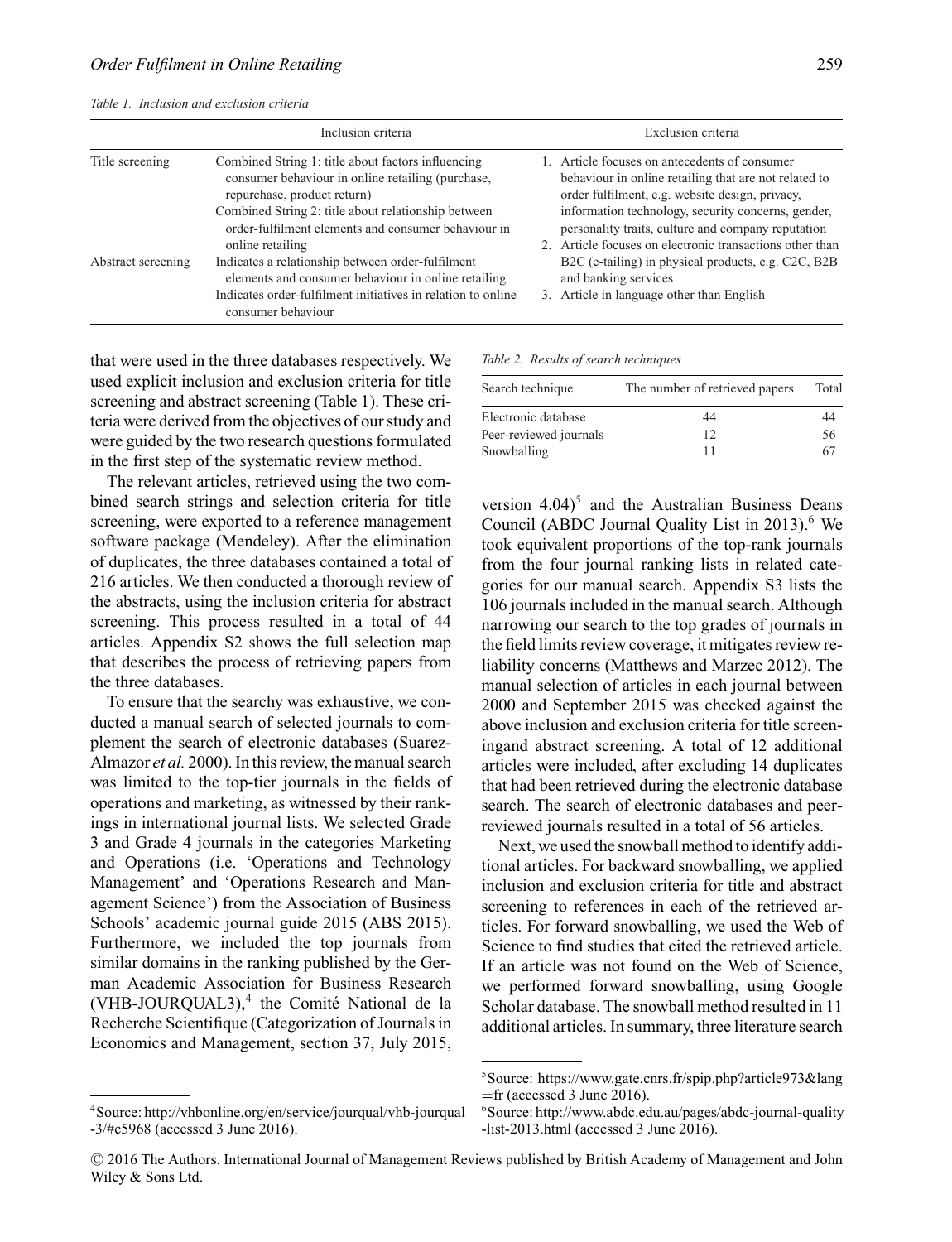*Table 1. Inclusion and exclusion criteria*

| | Inclusion criteria | Exclusion criteria |
|---|---|---|
| Title screening | Combined String 1: title about factors influencing consumer behaviour in online retailing (purchase, repurchase, product return)<br>Combined String 2: title about relationship between order-fulfilment elements and consumer behaviour in online retailing | 1. Article focuses on antecedents of consumer behaviour in online retailing that are not related to order fulfilment, e.g. website design, privacy, information technology, security concerns, gender, personality traits, culture and company reputation<br>2. Article focuses on electronic transactions other than B2C (e-tailing) in physical products, e.g. C2C, B2B and banking services<br>3. Article in language other than English |
| Abstract screening | Indicates a relationship between order-fulfilment elements and consumer behaviour in online retailing<br>Indicates order-fulfilment initiatives in relation to online consumer behaviour | |

that were used in the three databases respectively. We used explicit inclusion and exclusion criteria for title screening and abstract screening (Table 1). These criteria were derived from the objectives of our study and were guided by the two research questions formulated in the first step of the systematic review method.

The relevant articles, retrieved using the two combined search strings and selection criteria for title screening, were exported to a reference management software package (Mendeley). After the elimination of duplicates, the three databases contained a total of 216 articles. We then conducted a thorough review of the abstracts, using the inclusion criteria for abstract screening. This process resulted in a total of 44 articles. Appendix S2 shows the full selection map that describes the process of retrieving papers from the three databases.

To ensure that the searchy was exhaustive, we conducted a manual search of selected journals to complement the search of electronic databases (Suarez-Almazor *et al.* 2000). In this review, the manual search was limited to the top-tier journals in the fields of operations and marketing, as witnessed by their rankings in international journal lists. We selected Grade 3 and Grade 4 journals in the categories Marketing and Operations (i.e. 'Operations and Technology Management' and 'Operations Research and Management Science') from the Association of Business Schools' academic journal guide 2015 (ABS 2015). Furthermore, we included the top journals from similar domains in the ranking published by the German Academic Association for Business Research (VHB-JOURQUAL3),[4] the Comité National de la Recherche Scientifique (Categorization of Journals in Economics and Management, section 37, July 2015, version 4.04)[5] and the Australian Business Deans Council (ABDC Journal Quality List in 2013).[6] We took equivalent proportions of the top-rank journals from the four journal ranking lists in related categories for our manual search. Appendix S3 lists the 106 journals included in the manual search. Although narrowing our search to the top grades of journals in the field limits review coverage, it mitigates review reliability concerns (Matthews and Marzec 2012). The manual selection of articles in each journal between 2000 and September 2015 was checked against the above inclusion and exclusion criteria for title screeningand abstract screening. A total of 12 additional articles were included, after excluding 14 duplicates that had been retrieved during the electronic database search. The search of electronic databases and peer-reviewed journals resulted in a total of 56 articles.

*Table 2. Results of search techniques*

| Search technique | The number of retrieved papers | Total |
|---|---|---|
| Electronic database | 44 | 44 |
| Peer-reviewed journals | 12 | 56 |
| Snowballing | 11 | 67 |

Next, we used the snowball method to identify additional articles. For backward snowballing, we applied inclusion and exclusion criteria for title and abstract screening to references in each of the retrieved articles. For forward snowballing, we used the Web of Science to find studies that cited the retrieved article. If an article was not found on the Web of Science, we performed forward snowballing, using Google Scholar database. The snowball method resulted in 11 additional articles. In summary, three literature search

[4] Source: http://vhbonline.org/en/service/jourqual/vhb-jourqual-3/#c5968 (accessed 3 June 2016).

[5] Source: https://www.gate.cnrs.fr/spip.php?article973&lang=fr (accessed 3 June 2016).

[6] Source: http://www.abdc.edu.au/pages/abdc-journal-quality-list-2013.html (accessed 3 June 2016).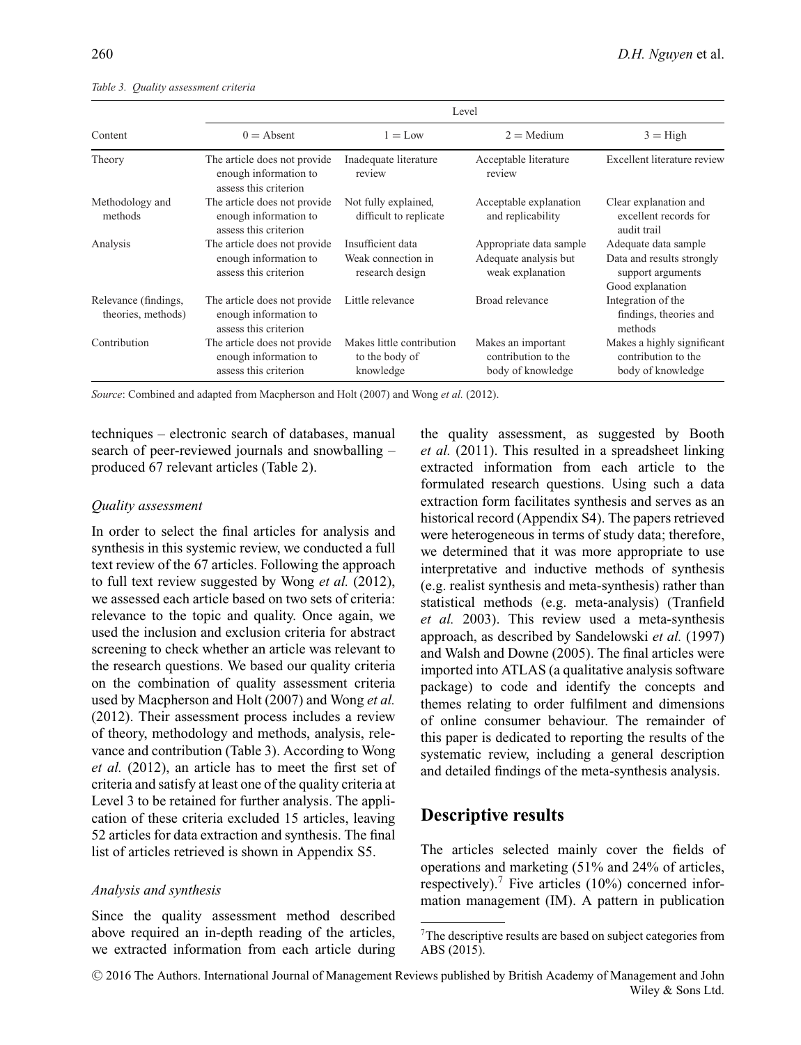*Table 3. Quality assessment criteria*

| Content | Level | | | |
|---|---|---|---|---|
| | 0 = Absent | 1 = Low | 2 = Medium | 3 = High |
| Theory | The article does not provide enough information to assess this criterion | Inadequate literature review | Acceptable literature review | Excellent literature review |
| Methodology and methods | The article does not provide enough information to assess this criterion | Not fully explained, difficult to replicate | Acceptable explanation and replicability | Clear explanation and excellent records for audit trail |
| Analysis | The article does not provide enough information to assess this criterion | Insufficient data Weak connection in research design | Appropriate data sample Adequate analysis but weak explanation | Adequate data sample Data and results strongly support arguments Good explanation |
| Relevance (findings, theories, methods) | The article does not provide enough information to assess this criterion | Little relevance | Broad relevance | Integration of the findings, theories and methods |
| Contribution | The article does not provide enough information to assess this criterion | Makes little contribution to the body of knowledge | Makes an important contribution to the body of knowledge | Makes a highly significant contribution to the body of knowledge |

*Source*: Combined and adapted from Macpherson and Holt (2007) and Wong *et al.* (2012).

techniques – electronic search of databases, manual search of peer-reviewed journals and snowballing – produced 67 relevant articles (Table 2).

*Quality assessment*

In order to select the final articles for analysis and synthesis in this systemic review, we conducted a full text review of the 67 articles. Following the approach to full text review suggested by Wong *et al.* (2012), we assessed each article based on two sets of criteria: relevance to the topic and quality. Once again, we used the inclusion and exclusion criteria for abstract screening to check whether an article was relevant to the research questions. We based our quality criteria on the combination of quality assessment criteria used by Macpherson and Holt (2007) and Wong *et al.* (2012). Their assessment process includes a review of theory, methodology and methods, analysis, relevance and contribution (Table 3). According to Wong *et al.* (2012), an article has to meet the first set of criteria and satisfy at least one of the quality criteria at Level 3 to be retained for further analysis. The application of these criteria excluded 15 articles, leaving 52 articles for data extraction and synthesis. The final list of articles retrieved is shown in Appendix S5.

*Analysis and synthesis*

Since the quality assessment method described above required an in-depth reading of the articles, we extracted information from each article during the quality assessment, as suggested by Booth *et al.* (2011). This resulted in a spreadsheet linking extracted information from each article to the formulated research questions. Using such a data extraction form facilitates synthesis and serves as an historical record (Appendix S4). The papers retrieved were heterogeneous in terms of study data; therefore, we determined that it was more appropriate to use interpretative and inductive methods of synthesis (e.g. realist synthesis and meta-synthesis) rather than statistical methods (e.g. meta-analysis) (Tranfield *et al.* 2003). This review used a meta-synthesis approach, as described by Sandelowski *et al.* (1997) and Walsh and Downe (2005). The final articles were imported into ATLAS (a qualitative analysis software package) to code and identify the concepts and themes relating to order fulfilment and dimensions of online consumer behaviour. The remainder of this paper is dedicated to reporting the results of the systematic review, including a general description and detailed findings of the meta-synthesis analysis.

## Descriptive results

The articles selected mainly cover the fields of operations and marketing (51% and 24% of articles, respectively).[7] Five articles (10%) concerned information management (IM). A pattern in publication

[7]The descriptive results are based on subject categories from ABS (2015).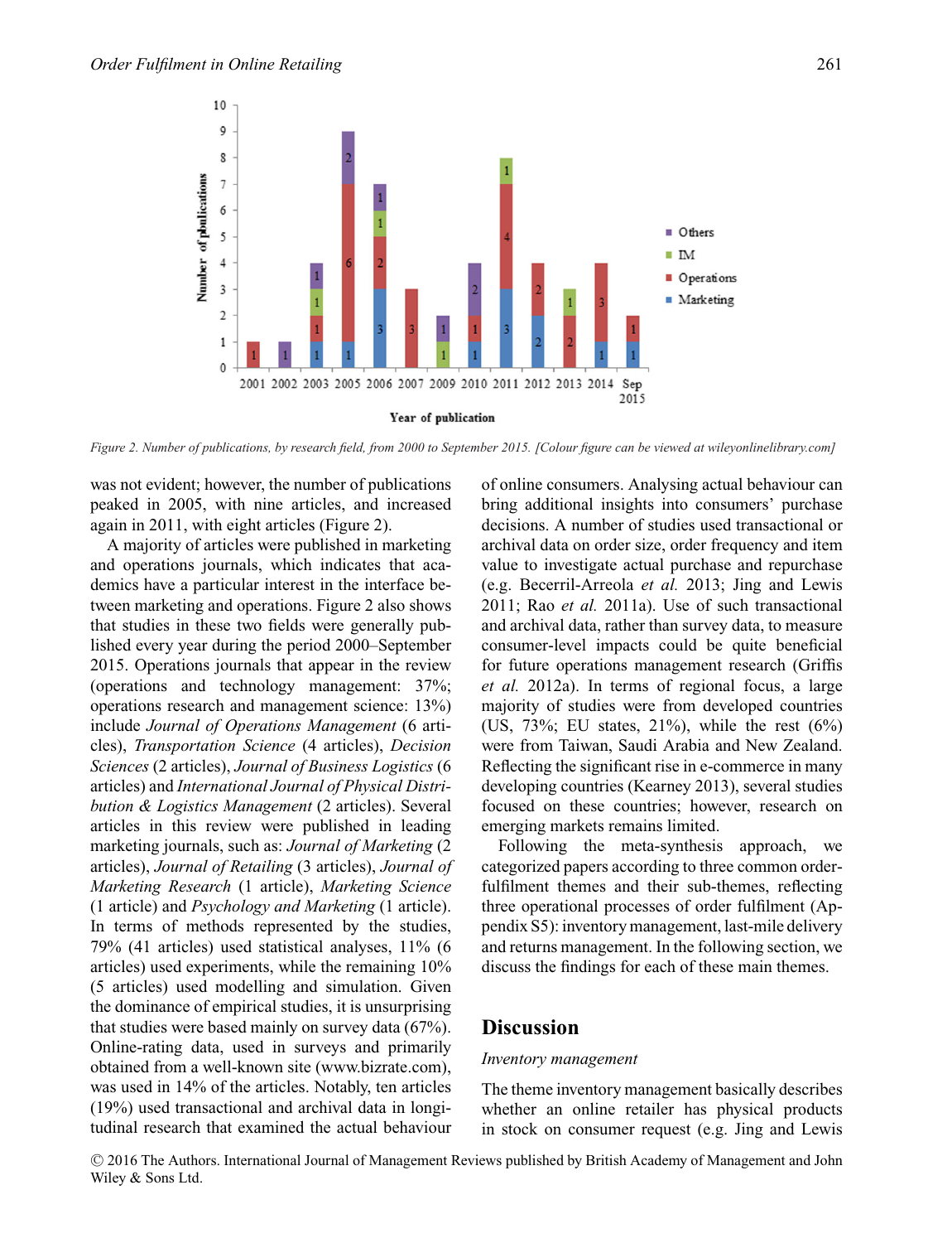Figure 2. Number of publications, by research field, from 2000 to September 2015. [Colour figure can be viewed at wileyonlinelibrary.com]

was not evident; however, the number of publications peaked in 2005, with nine articles, and increased again in 2011, with eight articles (Figure 2).

A majority of articles were published in marketing and operations journals, which indicates that academics have a particular interest in the interface between marketing and operations. Figure 2 also shows that studies in these two fields were generally published every year during the period 2000–September 2015. Operations journals that appear in the review (operations and technology management: 37%; operations research and management science: 13%) include *Journal of Operations Management* (6 articles), *Transportation Science* (4 articles), *Decision Sciences* (2 articles), *Journal of Business Logistics* (6 articles) and *International Journal of Physical Distribution & Logistics Management* (2 articles). Several articles in this review were published in leading marketing journals, such as: *Journal of Marketing* (2 articles), *Journal of Retailing* (3 articles), *Journal of Marketing Research* (1 article), *Marketing Science* (1 article) and *Psychology and Marketing* (1 article). In terms of methods represented by the studies, 79% (41 articles) used statistical analyses, 11% (6 articles) used experiments, while the remaining 10% (5 articles) used modelling and simulation. Given the dominance of empirical studies, it is unsurprising that studies were based mainly on survey data (67%). Online-rating data, used in surveys and primarily obtained from a well-known site (www.bizrate.com), was used in 14% of the articles. Notably, ten articles (19%) used transactional and archival data in longitudinal research that examined the actual behaviour of online consumers. Analysing actual behaviour can bring additional insights into consumers' purchase decisions. A number of studies used transactional or archival data on order size, order frequency and item value to investigate actual purchase and repurchase (e.g. Becerril-Arreola *et al.* 2013; Jing and Lewis 2011; Rao *et al.* 2011a). Use of such transactional and archival data, rather than survey data, to measure consumer-level impacts could be quite beneficial for future operations management research (Griffis *et al.* 2012a). In terms of regional focus, a large majority of studies were from developed countries (US, 73%; EU states, 21%), while the rest (6%) were from Taiwan, Saudi Arabia and New Zealand. Reflecting the significant rise in e-commerce in many developing countries (Kearney 2013), several studies focused on these countries; however, research on emerging markets remains limited.

Following the meta-synthesis approach, we categorized papers according to three common order-fulfilment themes and their sub-themes, reflecting three operational processes of order fulfilment (Appendix S5): inventory management, last-mile delivery and returns management. In the following section, we discuss the findings for each of these main themes.

## Discussion

### *Inventory management*

The theme inventory management basically describes whether an online retailer has physical products in stock on consumer request (e.g. Jing and Lewis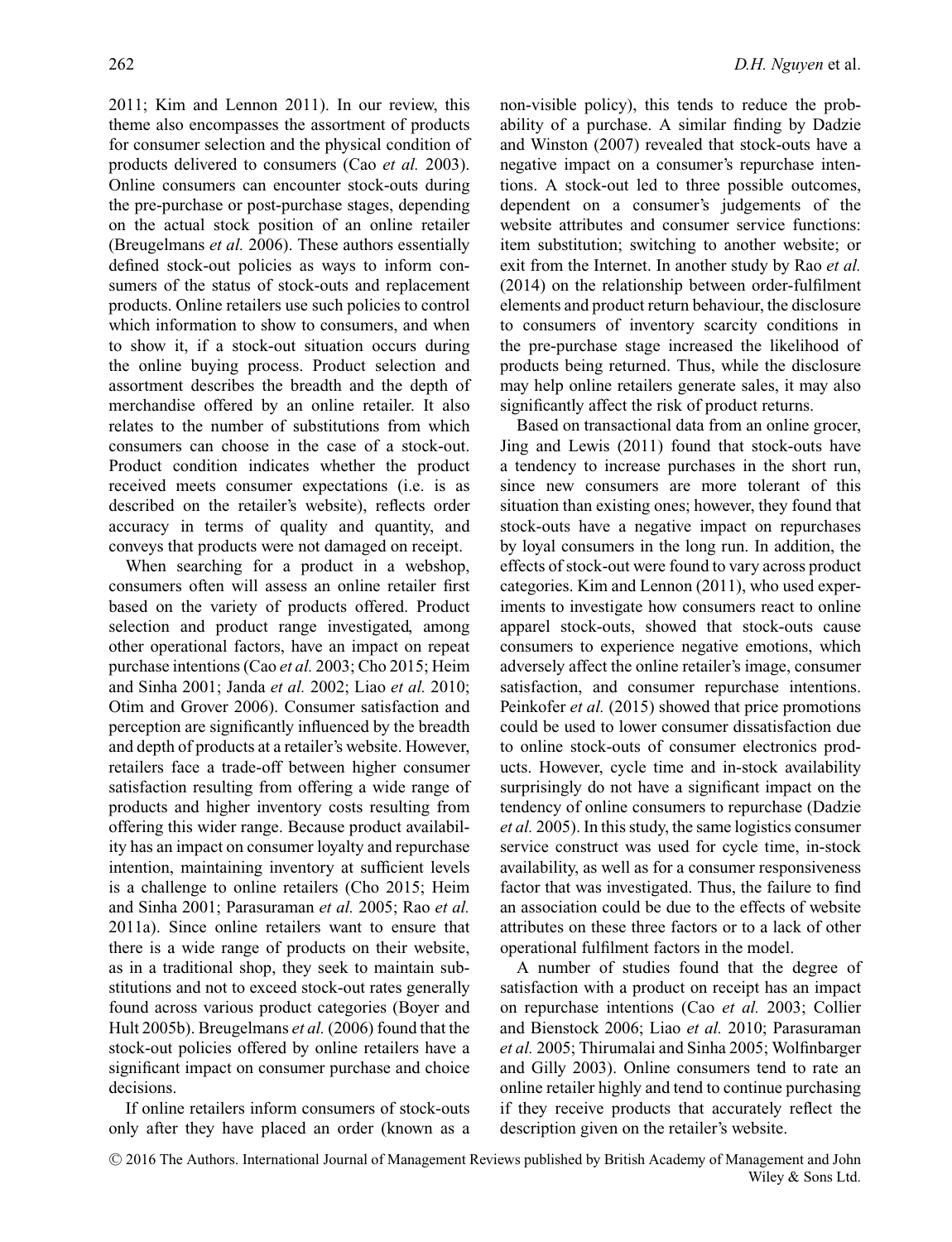2011; Kim and Lennon 2011). In our review, this theme also encompasses the assortment of products for consumer selection and the physical condition of products delivered to consumers (Cao *et al.* 2003). Online consumers can encounter stock-outs during the pre-purchase or post-purchase stages, depending on the actual stock position of an online retailer (Breugelmans *et al.* 2006). These authors essentially defined stock-out policies as ways to inform consumers of the status of stock-outs and replacement products. Online retailers use such policies to control which information to show to consumers, and when to show it, if a stock-out situation occurs during the online buying process. Product selection and assortment describes the breadth and the depth of merchandise offered by an online retailer. It also relates to the number of substitutions from which consumers can choose in the case of a stock-out. Product condition indicates whether the product received meets consumer expectations (i.e. is as described on the retailer's website), reflects order accuracy in terms of quality and quantity, and conveys that products were not damaged on receipt.

When searching for a product in a webshop, consumers often will assess an online retailer first based on the variety of products offered. Product selection and product range investigated, among other operational factors, have an impact on repeat purchase intentions (Cao *et al.* 2003; Cho 2015; Heim and Sinha 2001; Janda *et al.* 2002; Liao *et al.* 2010; Otim and Grover 2006). Consumer satisfaction and perception are significantly influenced by the breadth and depth of products at a retailer's website. However, retailers face a trade-off between higher consumer satisfaction resulting from offering a wide range of products and higher inventory costs resulting from offering this wider range. Because product availability has an impact on consumer loyalty and repurchase intention, maintaining inventory at sufficient levels is a challenge to online retailers (Cho 2015; Heim and Sinha 2001; Parasuraman *et al.* 2005; Rao *et al.* 2011a). Since online retailers want to ensure that there is a wide range of products on their website, as in a traditional shop, they seek to maintain substitutions and not to exceed stock-out rates generally found across various product categories (Boyer and Hult 2005b). Breugelmans *et al.* (2006) found that the stock-out policies offered by online retailers have a significant impact on consumer purchase and choice decisions.

If online retailers inform consumers of stock-outs only after they have placed an order (known as a non-visible policy), this tends to reduce the probability of a purchase. A similar finding by Dadzie and Winston (2007) revealed that stock-outs have a negative impact on a consumer's repurchase intentions. A stock-out led to three possible outcomes, dependent on a consumer's judgements of the website attributes and consumer service functions: item substitution; switching to another website; or exit from the Internet. In another study by Rao *et al.* (2014) on the relationship between order-fulfilment elements and product return behaviour, the disclosure to consumers of inventory scarcity conditions in the pre-purchase stage increased the likelihood of products being returned. Thus, while the disclosure may help online retailers generate sales, it may also significantly affect the risk of product returns.

Based on transactional data from an online grocer, Jing and Lewis (2011) found that stock-outs have a tendency to increase purchases in the short run, since new consumers are more tolerant of this situation than existing ones; however, they found that stock-outs have a negative impact on repurchases by loyal consumers in the long run. In addition, the effects of stock-out were found to vary across product categories. Kim and Lennon (2011), who used experiments to investigate how consumers react to online apparel stock-outs, showed that stock-outs cause consumers to experience negative emotions, which adversely affect the online retailer's image, consumer satisfaction, and consumer repurchase intentions. Peinkofer *et al.* (2015) showed that price promotions could be used to lower consumer dissatisfaction due to online stock-outs of consumer electronics products. However, cycle time and in-stock availability surprisingly do not have a significant impact on the tendency of online consumers to repurchase (Dadzie *et al.* 2005). In this study, the same logistics consumer service construct was used for cycle time, in-stock availability, as well as for a consumer responsiveness factor that was investigated. Thus, the failure to find an association could be due to the effects of website attributes on these three factors or to a lack of other operational fulfilment factors in the model.

A number of studies found that the degree of satisfaction with a product on receipt has an impact on repurchase intentions (Cao *et al.* 2003; Collier and Bienstock 2006; Liao *et al.* 2010; Parasuraman *et al.* 2005; Thirumalai and Sinha 2005; Wolfinbarger and Gilly 2003). Online consumers tend to rate an online retailer highly and tend to continue purchasing if they receive products that accurately reflect the description given on the retailer's website.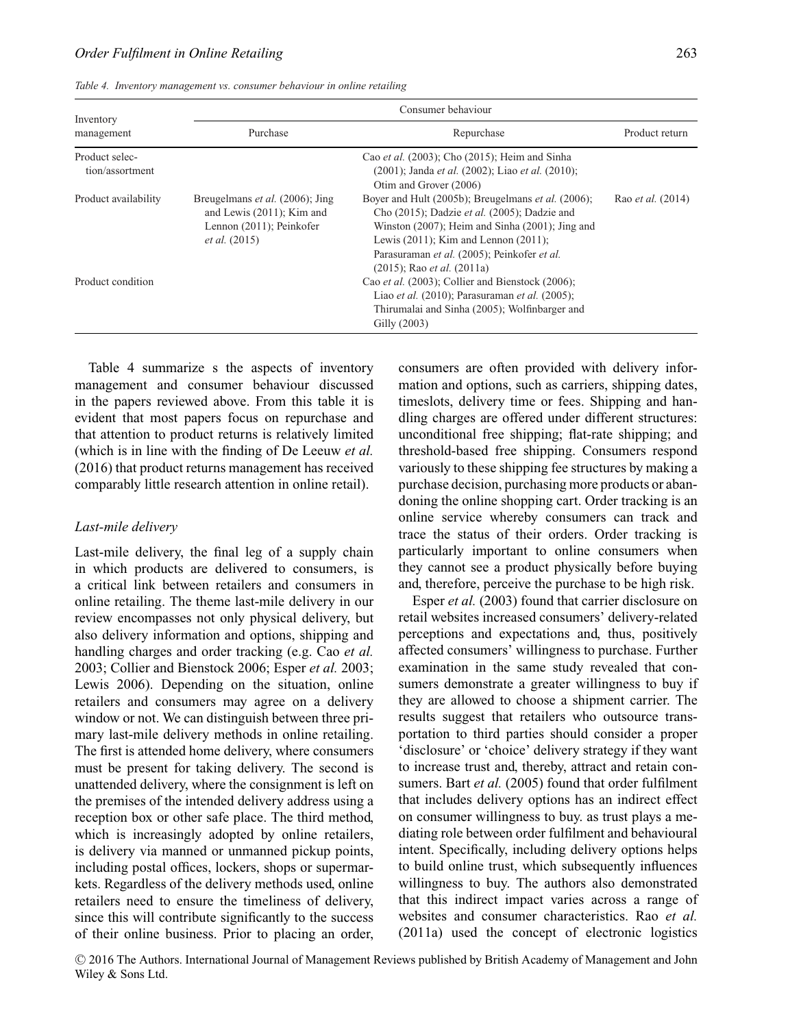*Table 4. Inventory management vs. consumer behaviour in online retailing*

| Inventory management | Consumer behaviour | | |
|---|---|---|---|
| | Purchase | Repurchase | Product return |
| Product selection/assortment | | Cao *et al.* (2003); Cho (2015); Heim and Sinha (2001); Janda *et al.* (2002); Liao *et al.* (2010); Otim and Grover (2006) | |
| Product availability | Breugelmans *et al.* (2006); Jing and Lewis (2011); Kim and Lennon (2011); Peinkofer *et al.* (2015) | Boyer and Hult (2005b); Breugelmans *et al.* (2006); Cho (2015); Dadzie *et al.* (2005); Dadzie and Winston (2007); Heim and Sinha (2001); Jing and Lewis (2011); Kim and Lennon (2011); Parasuraman *et al.* (2005); Peinkofer *et al.* (2015); Rao *et al.* (2011a) | Rao *et al.* (2014) |
| Product condition | | Cao *et al.* (2003); Collier and Bienstock (2006); Liao *et al.* (2010); Parasuraman *et al.* (2005); Thirumalai and Sinha (2005); Wolfinbarger and Gilly (2003) | |

Table 4 summarize s the aspects of inventory management and consumer behaviour discussed in the papers reviewed above. From this table it is evident that most papers focus on repurchase and that attention to product returns is relatively limited (which is in line with the finding of De Leeuw *et al.* (2016) that product returns management has received comparably little research attention in online retail).

### *Last-mile delivery*

Last-mile delivery, the final leg of a supply chain in which products are delivered to consumers, is a critical link between retailers and consumers in online retailing. The theme last-mile delivery in our review encompasses not only physical delivery, but also delivery information and options, shipping and handling charges and order tracking (e.g. Cao *et al.* 2003; Collier and Bienstock 2006; Esper *et al.* 2003; Lewis 2006). Depending on the situation, online retailers and consumers may agree on a delivery window or not. We can distinguish between three primary last-mile delivery methods in online retailing. The first is attended home delivery, where consumers must be present for taking delivery. The second is unattended delivery, where the consignment is left on the premises of the intended delivery address using a reception box or other safe place. The third method, which is increasingly adopted by online retailers, is delivery via manned or unmanned pickup points, including postal offices, lockers, shops or supermarkets. Regardless of the delivery methods used, online retailers need to ensure the timeliness of delivery, since this will contribute significantly to the success of their online business. Prior to placing an order, consumers are often provided with delivery information and options, such as carriers, shipping dates, timeslots, delivery time or fees. Shipping and handling charges are offered under different structures: unconditional free shipping; flat-rate shipping; and threshold-based free shipping. Consumers respond variously to these shipping fee structures by making a purchase decision, purchasing more products or abandoning the online shopping cart. Order tracking is an online service whereby consumers can track and trace the status of their orders. Order tracking is particularly important to online consumers when they cannot see a product physically before buying and, therefore, perceive the purchase to be high risk.

Esper *et al.* (2003) found that carrier disclosure on retail websites increased consumers' delivery-related perceptions and expectations and, thus, positively affected consumers' willingness to purchase. Further examination in the same study revealed that consumers demonstrate a greater willingness to buy if they are allowed to choose a shipment carrier. The results suggest that retailers who outsource transportation to third parties should consider a proper 'disclosure' or 'choice' delivery strategy if they want to increase trust and, thereby, attract and retain consumers. Bart *et al.* (2005) found that order fulfilment that includes delivery options has an indirect effect on consumer willingness to buy. as trust plays a mediating role between order fulfilment and behavioural intent. Specifically, including delivery options helps to build online trust, which subsequently influences willingness to buy. The authors also demonstrated that this indirect impact varies across a range of websites and consumer characteristics. Rao *et al.* (2011a) used the concept of electronic logistics

© 2016 The Authors. International Journal of Management Reviews published by British Academy of Management and John Wiley & Sons Ltd.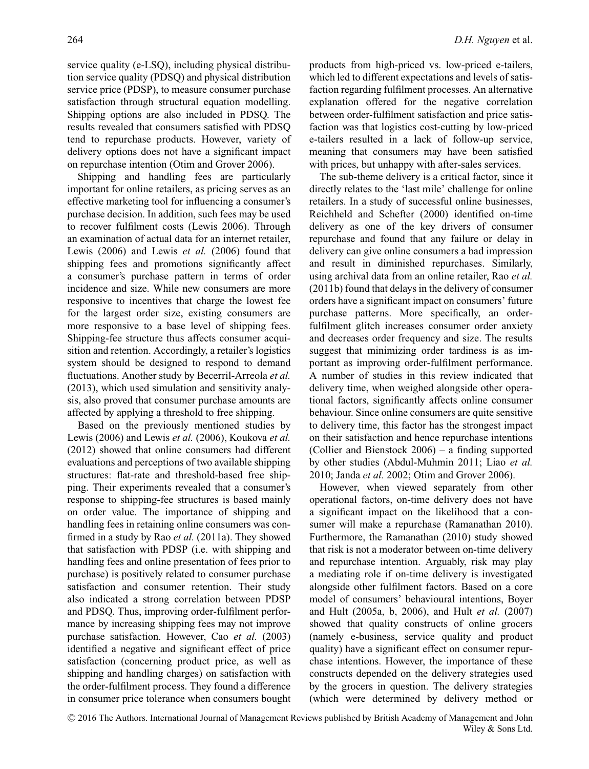service quality (e-LSQ), including physical distribution service quality (PDSQ) and physical distribution service price (PDSP), to measure consumer purchase satisfaction through structural equation modelling. Shipping options are also included in PDSQ. The results revealed that consumers satisfied with PDSQ tend to repurchase products. However, variety of delivery options does not have a significant impact on repurchase intention (Otim and Grover 2006).

Shipping and handling fees are particularly important for online retailers, as pricing serves as an effective marketing tool for influencing a consumer's purchase decision. In addition, such fees may be used to recover fulfilment costs (Lewis 2006). Through an examination of actual data for an internet retailer, Lewis (2006) and Lewis *et al.* (2006) found that shipping fees and promotions significantly affect a consumer's purchase pattern in terms of order incidence and size. While new consumers are more responsive to incentives that charge the lowest fee for the largest order size, existing consumers are more responsive to a base level of shipping fees. Shipping-fee structure thus affects consumer acquisition and retention. Accordingly, a retailer's logistics system should be designed to respond to demand fluctuations. Another study by Becerril-Arreola *et al.* (2013), which used simulation and sensitivity analysis, also proved that consumer purchase amounts are affected by applying a threshold to free shipping.

Based on the previously mentioned studies by Lewis (2006) and Lewis *et al.* (2006), Koukova *et al.* (2012) showed that online consumers had different evaluations and perceptions of two available shipping structures: flat-rate and threshold-based free shipping. Their experiments revealed that a consumer's response to shipping-fee structures is based mainly on order value. The importance of shipping and handling fees in retaining online consumers was confirmed in a study by Rao *et al.* (2011a). They showed that satisfaction with PDSP (i.e. with shipping and handling fees and online presentation of fees prior to purchase) is positively related to consumer purchase satisfaction and consumer retention. Their study also indicated a strong correlation between PDSP and PDSQ. Thus, improving order-fulfilment performance by increasing shipping fees may not improve purchase satisfaction. However, Cao *et al.* (2003) identified a negative and significant effect of price satisfaction (concerning product price, as well as shipping and handling charges) on satisfaction with the order-fulfilment process. They found a difference in consumer price tolerance when consumers bought products from high-priced vs. low-priced e-tailers, which led to different expectations and levels of satisfaction regarding fulfilment processes. An alternative explanation offered for the negative correlation between order-fulfilment satisfaction and price satisfaction was that logistics cost-cutting by low-priced e-tailers resulted in a lack of follow-up service, meaning that consumers may have been satisfied with prices, but unhappy with after-sales services.

The sub-theme delivery is a critical factor, since it directly relates to the 'last mile' challenge for online retailers. In a study of successful online businesses, Reichheld and Schefter (2000) identified on-time delivery as one of the key drivers of consumer repurchase and found that any failure or delay in delivery can give online consumers a bad impression and result in diminished repurchases. Similarly, using archival data from an online retailer, Rao *et al.* (2011b) found that delays in the delivery of consumer orders have a significant impact on consumers' future purchase patterns. More specifically, an order-fulfilment glitch increases consumer order anxiety and decreases order frequency and size. The results suggest that minimizing order tardiness is as important as improving order-fulfilment performance. A number of studies in this review indicated that delivery time, when weighed alongside other operational factors, significantly affects online consumer behaviour. Since online consumers are quite sensitive to delivery time, this factor has the strongest impact on their satisfaction and hence repurchase intentions (Collier and Bienstock 2006) – a finding supported by other studies (Abdul-Muhmin 2011; Liao *et al.* 2010; Janda *et al.* 2002; Otim and Grover 2006).

However, when viewed separately from other operational factors, on-time delivery does not have a significant impact on the likelihood that a consumer will make a repurchase (Ramanathan 2010). Furthermore, the Ramanathan (2010) study showed that risk is not a moderator between on-time delivery and repurchase intention. Arguably, risk may play a mediating role if on-time delivery is investigated alongside other fulfilment factors. Based on a core model of consumers' behavioural intentions, Boyer and Hult (2005a, b, 2006), and Hult *et al.* (2007) showed that quality constructs of online grocers (namely e-business, service quality and product quality) have a significant effect on consumer repurchase intentions. However, the importance of these constructs depended on the delivery strategies used by the grocers in question. The delivery strategies (which were determined by delivery method or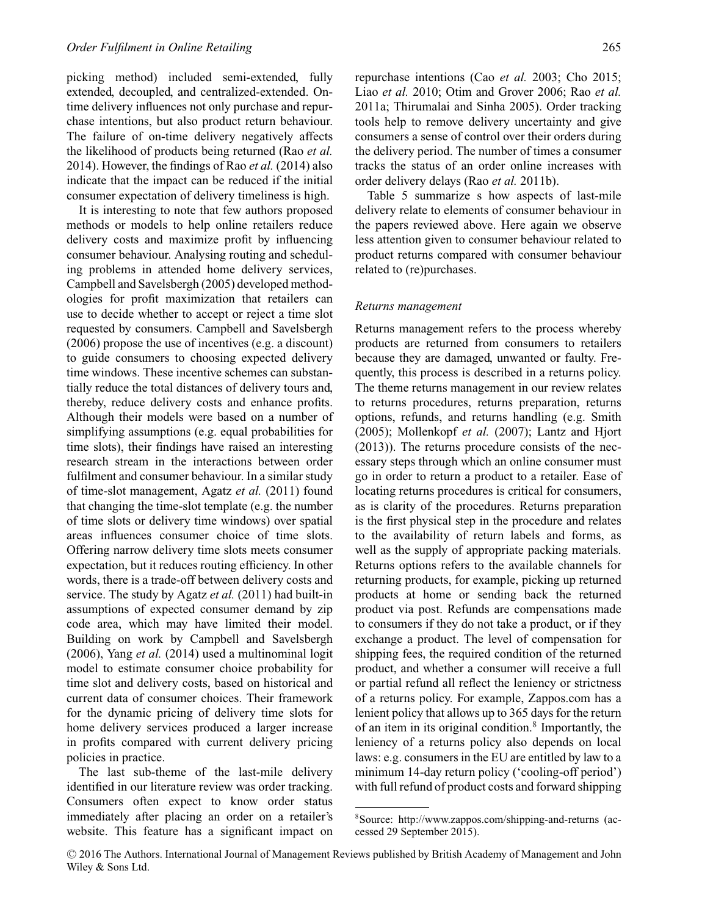picking method) included semi-extended, fully extended, decoupled, and centralized-extended. On-time delivery influences not only purchase and repurchase intentions, but also product return behaviour. The failure of on-time delivery negatively affects the likelihood of products being returned (Rao *et al.* 2014). However, the findings of Rao *et al.* (2014) also indicate that the impact can be reduced if the initial consumer expectation of delivery timeliness is high.

It is interesting to note that few authors proposed methods or models to help online retailers reduce delivery costs and maximize profit by influencing consumer behaviour. Analysing routing and scheduling problems in attended home delivery services, Campbell and Savelsbergh (2005) developed methodologies for profit maximization that retailers can use to decide whether to accept or reject a time slot requested by consumers. Campbell and Savelsbergh (2006) propose the use of incentives (e.g. a discount) to guide consumers to choosing expected delivery time windows. These incentive schemes can substantially reduce the total distances of delivery tours and, thereby, reduce delivery costs and enhance profits. Although their models were based on a number of simplifying assumptions (e.g. equal probabilities for time slots), their findings have raised an interesting research stream in the interactions between order fulfilment and consumer behaviour. In a similar study of time-slot management, Agatz *et al.* (2011) found that changing the time-slot template (e.g. the number of time slots or delivery time windows) over spatial areas influences consumer choice of time slots. Offering narrow delivery time slots meets consumer expectation, but it reduces routing efficiency. In other words, there is a trade-off between delivery costs and service. The study by Agatz *et al.* (2011) had built-in assumptions of expected consumer demand by zip code area, which may have limited their model. Building on work by Campbell and Savelsbergh (2006), Yang *et al.* (2014) used a multinominal logit model to estimate consumer choice probability for time slot and delivery costs, based on historical and current data of consumer choices. Their framework for the dynamic pricing of delivery time slots for home delivery services produced a larger increase in profits compared with current delivery pricing policies in practice.

The last sub-theme of the last-mile delivery identified in our literature review was order tracking. Consumers often expect to know order status immediately after placing an order on a retailer's website. This feature has a significant impact on repurchase intentions (Cao *et al.* 2003; Cho 2015; Liao *et al.* 2010; Otim and Grover 2006; Rao *et al.* 2011a; Thirumalai and Sinha 2005). Order tracking tools help to remove delivery uncertainty and give consumers a sense of control over their orders during the delivery period. The number of times a consumer tracks the status of an order online increases with order delivery delays (Rao *et al.* 2011b).

Table 5 summarize s how aspects of last-mile delivery relate to elements of consumer behaviour in the papers reviewed above. Here again we observe less attention given to consumer behaviour related to product returns compared with consumer behaviour related to (re)purchases.

### *Returns management*

Returns management refers to the process whereby products are returned from consumers to retailers because they are damaged, unwanted or faulty. Frequently, this process is described in a returns policy. The theme returns management in our review relates to returns procedures, returns preparation, returns options, refunds, and returns handling (e.g. Smith (2005); Mollenkopf *et al.* (2007); Lantz and Hjort (2013)). The returns procedure consists of the necessary steps through which an online consumer must go in order to return a product to a retailer. Ease of locating returns procedures is critical for consumers, as is clarity of the procedures. Returns preparation is the first physical step in the procedure and relates to the availability of return labels and forms, as well as the supply of appropriate packing materials. Returns options refers to the available channels for returning products, for example, picking up returned products at home or sending back the returned product via post. Refunds are compensations made to consumers if they do not take a product, or if they exchange a product. The level of compensation for shipping fees, the required condition of the returned product, and whether a consumer will receive a full or partial refund all reflect the leniency or strictness of a returns policy. For example, Zappos.com has a lenient policy that allows up to 365 days for the return of an item in its original condition.[8] Importantly, the leniency of a returns policy also depends on local laws: e.g. consumers in the EU are entitled by law to a minimum 14-day return policy ('cooling-off period') with full refund of product costs and forward shipping

[8] Source: http://www.zappos.com/shipping-and-returns (accessed 29 September 2015).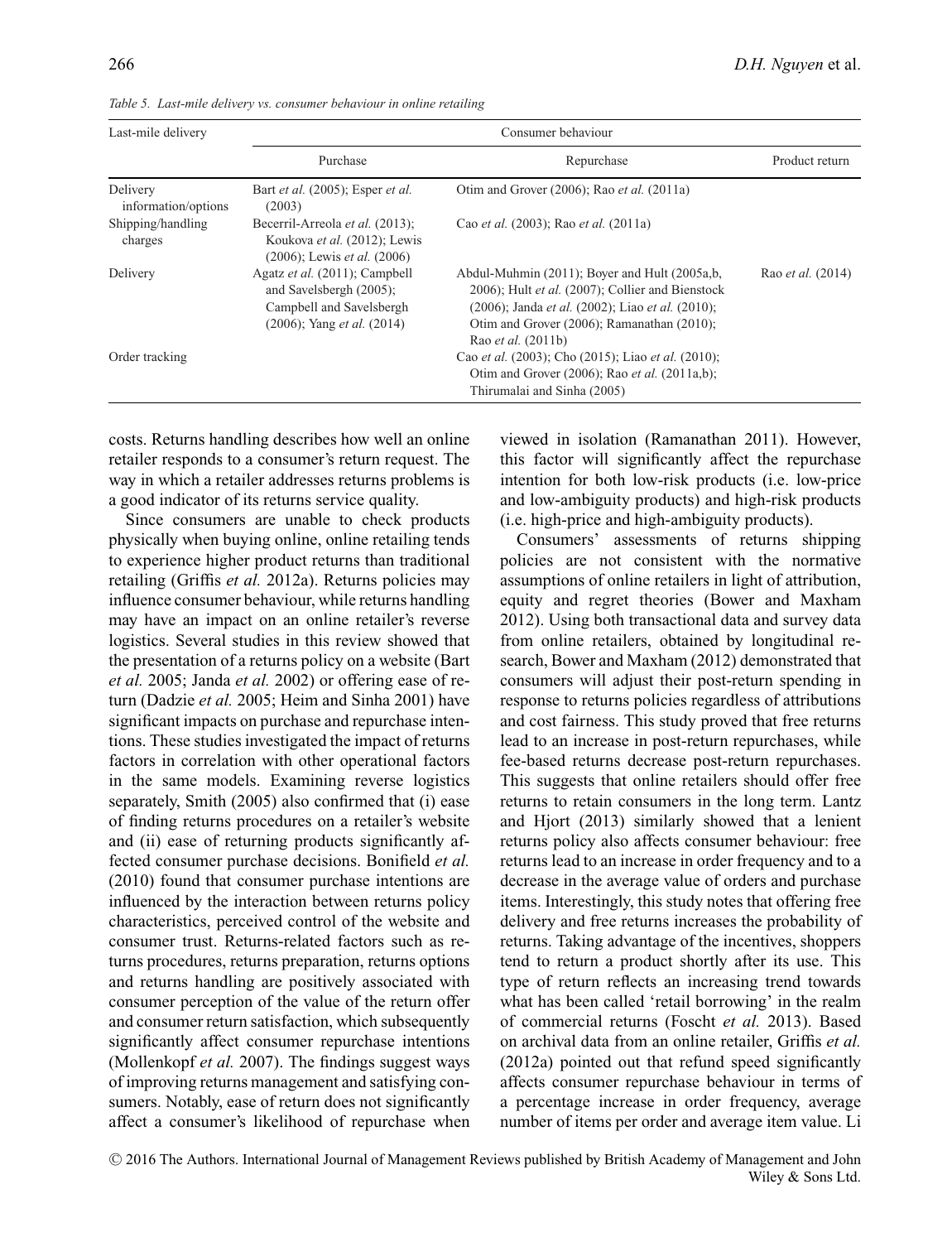*Table 5. Last-mile delivery vs. consumer behaviour in online retailing*

| Last-mile delivery | Consumer behaviour | | |
|---|---|---|---|
| | Purchase | Repurchase | Product return |
| Delivery information/options | Bart *et al.* (2005); Esper *et al.* (2003) | Otim and Grover (2006); Rao *et al.* (2011a) | |
| Shipping/handling charges | Becerril-Arreola *et al.* (2013); Koukova *et al.* (2012); Lewis (2006); Lewis *et al.* (2006) | Cao *et al.* (2003); Rao *et al.* (2011a) | |
| Delivery | Agatz *et al.* (2011); Campbell and Savelsbergh (2005); Campbell and Savelsbergh (2006); Yang *et al.* (2014) | Abdul-Muhmin (2011); Boyer and Hult (2005a,b, 2006); Hult *et al.* (2007); Collier and Bienstock (2006); Janda *et al.* (2002); Liao *et al.* (2010); Otim and Grover (2006); Ramanathan (2010); Rao *et al.* (2011b) | Rao *et al.* (2014) |
| Order tracking | | Cao *et al.* (2003); Cho (2015); Liao *et al.* (2010); Otim and Grover (2006); Rao *et al.* (2011a,b); Thirumalai and Sinha (2005) | |

costs. Returns handling describes how well an online retailer responds to a consumer's return request. The way in which a retailer addresses returns problems is a good indicator of its returns service quality.

Since consumers are unable to check products physically when buying online, online retailing tends to experience higher product returns than traditional retailing (Griffis *et al.* 2012a). Returns policies may influence consumer behaviour, while returns handling may have an impact on an online retailer's reverse logistics. Several studies in this review showed that the presentation of a returns policy on a website (Bart *et al.* 2005; Janda *et al.* 2002) or offering ease of return (Dadzie *et al.* 2005; Heim and Sinha 2001) have significant impacts on purchase and repurchase intentions. These studies investigated the impact of returns factors in correlation with other operational factors in the same models. Examining reverse logistics separately, Smith (2005) also confirmed that (i) ease of finding returns procedures on a retailer's website and (ii) ease of returning products significantly affected consumer purchase decisions. Bonifield *et al.* (2010) found that consumer purchase intentions are influenced by the interaction between returns policy characteristics, perceived control of the website and consumer trust. Returns-related factors such as returns procedures, returns preparation, returns options and returns handling are positively associated with consumer perception of the value of the return offer and consumer return satisfaction, which subsequently significantly affect consumer repurchase intentions (Mollenkopf *et al.* 2007). The findings suggest ways of improving returns management and satisfying consumers. Notably, ease of return does not significantly affect a consumer's likelihood of repurchase when viewed in isolation (Ramanathan 2011). However, this factor will significantly affect the repurchase intention for both low-risk products (i.e. low-price and low-ambiguity products) and high-risk products (i.e. high-price and high-ambiguity products).

Consumers' assessments of returns shipping policies are not consistent with the normative assumptions of online retailers in light of attribution, equity and regret theories (Bower and Maxham 2012). Using both transactional data and survey data from online retailers, obtained by longitudinal research, Bower and Maxham (2012) demonstrated that consumers will adjust their post-return spending in response to returns policies regardless of attributions and cost fairness. This study proved that free returns lead to an increase in post-return repurchases, while fee-based returns decrease post-return repurchases. This suggests that online retailers should offer free returns to retain consumers in the long term. Lantz and Hjort (2013) similarly showed that a lenient returns policy also affects consumer behaviour: free returns lead to an increase in order frequency and to a decrease in the average value of orders and purchase items. Interestingly, this study notes that offering free delivery and free returns increases the probability of returns. Taking advantage of the incentives, shoppers tend to return a product shortly after its use. This type of return reflects an increasing trend towards what has been called 'retail borrowing' in the realm of commercial returns (Foscht *et al.* 2013). Based on archival data from an online retailer, Griffis *et al.* (2012a) pointed out that refund speed significantly affects consumer repurchase behaviour in terms of a percentage increase in order frequency, average number of items per order and average item value. Li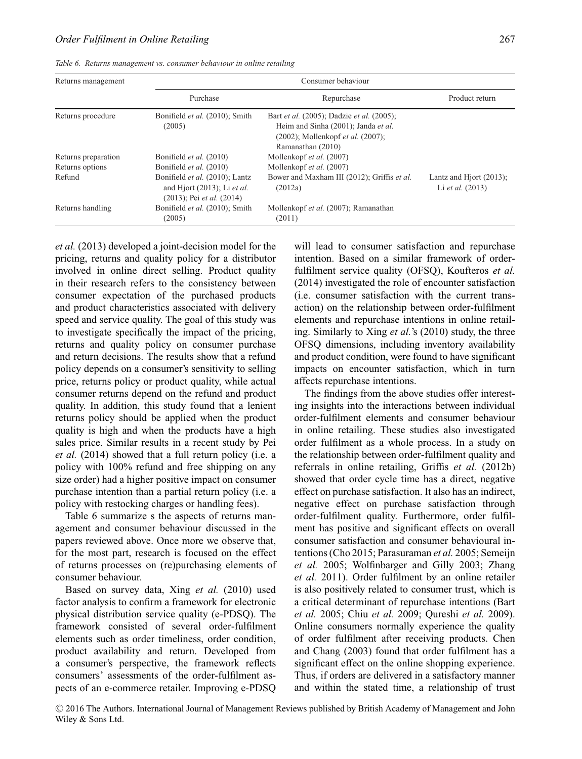*Table 6. Returns management vs. consumer behaviour in online retailing*

| Returns management | Consumer behaviour | | |
|---|---|---|---|
| | Purchase | Repurchase | Product return |
| Returns procedure | Bonifield *et al.* (2010); Smith (2005) | Bart *et al.* (2005); Dadzie *et al.* (2005); Heim and Sinha (2001); Janda *et al.* (2002); Mollenkopf *et al.* (2007); Ramanathan (2010) | |
| Returns preparation | Bonifield *et al.* (2010) | Mollenkopf *et al.* (2007) | |
| Returns options | Bonifield *et al.* (2010) | Mollenkopf *et al.* (2007) | |
| Refund | Bonifield *et al.* (2010); Lantz and Hjort (2013); Li *et al.* (2013); Pei *et al.* (2014) | Bower and Maxham III (2012); Griffis *et al.* (2012a) | Lantz and Hjort (2013); Li *et al.* (2013) |
| Returns handling | Bonifield *et al.* (2010); Smith (2005) | Mollenkopf *et al.* (2007); Ramanathan (2011) | |

*et al.* (2013) developed a joint-decision model for the pricing, returns and quality policy for a distributor involved in online direct selling. Product quality in their research refers to the consistency between consumer expectation of the purchased products and product characteristics associated with delivery speed and service quality. The goal of this study was to investigate specifically the impact of the pricing, returns and quality policy on consumer purchase and return decisions. The results show that a refund policy depends on a consumer's sensitivity to selling price, returns policy or product quality, while actual consumer returns depend on the refund and product quality. In addition, this study found that a lenient returns policy should be applied when the product quality is high and when the products have a high sales price. Similar results in a recent study by Pei *et al.* (2014) showed that a full return policy (i.e. a policy with 100% refund and free shipping on any size order) had a higher positive impact on consumer purchase intention than a partial return policy (i.e. a policy with restocking charges or handling fees).

Table 6 summarize s the aspects of returns management and consumer behaviour discussed in the papers reviewed above. Once more we observe that, for the most part, research is focused on the effect of returns processes on (re)purchasing elements of consumer behaviour.

Based on survey data, Xing *et al.* (2010) used factor analysis to confirm a framework for electronic physical distribution service quality (e-PDSQ). The framework consisted of several order-fulfilment elements such as order timeliness, order condition, product availability and return. Developed from a consumer's perspective, the framework reflects consumers' assessments of the order-fulfilment aspects of an e-commerce retailer. Improving e-PDSQ will lead to consumer satisfaction and repurchase intention. Based on a similar framework of order-fulfilment service quality (OFSQ), Koufteros *et al.* (2014) investigated the role of encounter satisfaction (i.e. consumer satisfaction with the current transaction) on the relationship between order-fulfilment elements and repurchase intentions in online retailing. Similarly to Xing *et al.*'s (2010) study, the three OFSQ dimensions, including inventory availability and product condition, were found to have significant impacts on encounter satisfaction, which in turn affects repurchase intentions.

The findings from the above studies offer interesting insights into the interactions between individual order-fulfilment elements and consumer behaviour in online retailing. These studies also investigated order fulfilment as a whole process. In a study on the relationship between order-fulfilment quality and referrals in online retailing, Griffis *et al.* (2012b) showed that order cycle time has a direct, negative effect on purchase satisfaction. It also has an indirect, negative effect on purchase satisfaction through order-fulfilment quality. Furthermore, order fulfilment has positive and significant effects on overall consumer satisfaction and consumer behavioural intentions (Cho 2015; Parasuraman *et al.* 2005; Semeijn *et al.* 2005; Wolfinbarger and Gilly 2003; Zhang *et al.* 2011). Order fulfilment by an online retailer is also positively related to consumer trust, which is a critical determinant of repurchase intentions (Bart *et al.* 2005; Chiu *et al.* 2009; Qureshi *et al.* 2009). Online consumers normally experience the quality of order fulfilment after receiving products. Chen and Chang (2003) found that order fulfilment has a significant effect on the online shopping experience. Thus, if orders are delivered in a satisfactory manner and within the stated time, a relationship of trust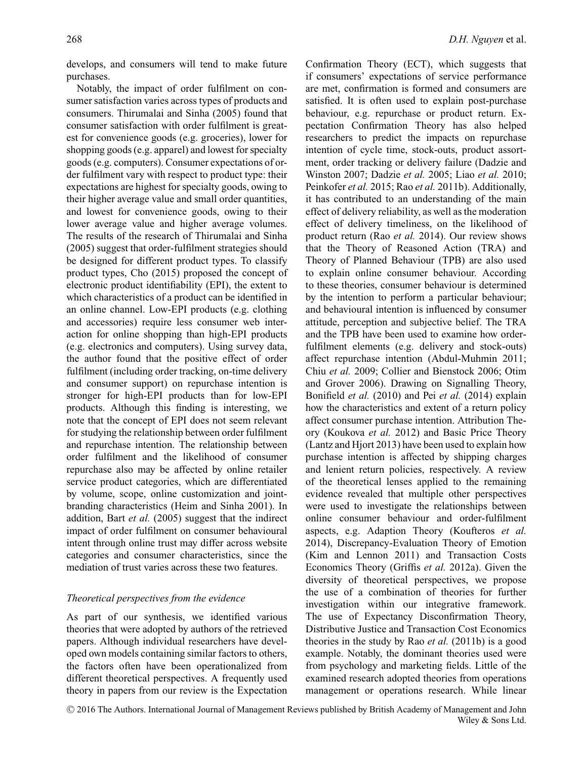develops, and consumers will tend to make future purchases.

Notably, the impact of order fulfilment on consumer satisfaction varies across types of products and consumers. Thirumalai and Sinha (2005) found that consumer satisfaction with order fulfilment is greatest for convenience goods (e.g. groceries), lower for shopping goods (e.g. apparel) and lowest for specialty goods (e.g. computers). Consumer expectations of order fulfilment vary with respect to product type: their expectations are highest for specialty goods, owing to their higher average value and small order quantities, and lowest for convenience goods, owing to their lower average value and higher average volumes. The results of the research of Thirumalai and Sinha (2005) suggest that order-fulfilment strategies should be designed for different product types. To classify product types, Cho (2015) proposed the concept of electronic product identifiability (EPI), the extent to which characteristics of a product can be identified in an online channel. Low-EPI products (e.g. clothing and accessories) require less consumer web interaction for online shopping than high-EPI products (e.g. electronics and computers). Using survey data, the author found that the positive effect of order fulfilment (including order tracking, on-time delivery and consumer support) on repurchase intention is stronger for high-EPI products than for low-EPI products. Although this finding is interesting, we note that the concept of EPI does not seem relevant for studying the relationship between order fulfilment and repurchase intention. The relationship between order fulfilment and the likelihood of consumer repurchase also may be affected by online retailer service product categories, which are differentiated by volume, scope, online customization and joint-branding characteristics (Heim and Sinha 2001). In addition, Bart *et al.* (2005) suggest that the indirect impact of order fulfilment on consumer behavioural intent through online trust may differ across website categories and consumer characteristics, since the mediation of trust varies across these two features.

### *Theoretical perspectives from the evidence*

As part of our synthesis, we identified various theories that were adopted by authors of the retrieved papers. Although individual researchers have developed own models containing similar factors to others, the factors often have been operationalized from different theoretical perspectives. A frequently used theory in papers from our review is the Expectation Confirmation Theory (ECT), which suggests that if consumers' expectations of service performance are met, confirmation is formed and consumers are satisfied. It is often used to explain post-purchase behaviour, e.g. repurchase or product return. Expectation Confirmation Theory has also helped researchers to predict the impacts on repurchase intention of cycle time, stock-outs, product assortment, order tracking or delivery failure (Dadzie and Winston 2007; Dadzie *et al.* 2005; Liao *et al.* 2010; Peinkofer *et al.* 2015; Rao *et al.* 2011b). Additionally, it has contributed to an understanding of the main effect of delivery reliability, as well as the moderation effect of delivery timeliness, on the likelihood of product return (Rao *et al.* 2014). Our review shows that the Theory of Reasoned Action (TRA) and Theory of Planned Behaviour (TPB) are also used to explain online consumer behaviour. According to these theories, consumer behaviour is determined by the intention to perform a particular behaviour; and behavioural intention is influenced by consumer attitude, perception and subjective belief. The TRA and the TPB have been used to examine how order-fulfilment elements (e.g. delivery and stock-outs) affect repurchase intention (Abdul-Muhmin 2011; Chiu *et al.* 2009; Collier and Bienstock 2006; Otim and Grover 2006). Drawing on Signalling Theory, Bonifield *et al.* (2010) and Pei *et al.* (2014) explain how the characteristics and extent of a return policy affect consumer purchase intention. Attribution Theory (Koukova *et al.* 2012) and Basic Price Theory (Lantz and Hjort 2013) have been used to explain how purchase intention is affected by shipping charges and lenient return policies, respectively. A review of the theoretical lenses applied to the remaining evidence revealed that multiple other perspectives were used to investigate the relationships between online consumer behaviour and order-fulfilment aspects, e.g. Adaption Theory (Koufteros *et al.* 2014), Discrepancy-Evaluation Theory of Emotion (Kim and Lennon 2011) and Transaction Costs Economics Theory (Griffis *et al.* 2012a). Given the diversity of theoretical perspectives, we propose the use of a combination of theories for further investigation within our integrative framework. The use of Expectancy Disconfirmation Theory, Distributive Justice and Transaction Cost Economics theories in the study by Rao *et al.* (2011b) is a good example. Notably, the dominant theories used were from psychology and marketing fields. Little of the examined research adopted theories from operations management or operations research. While linear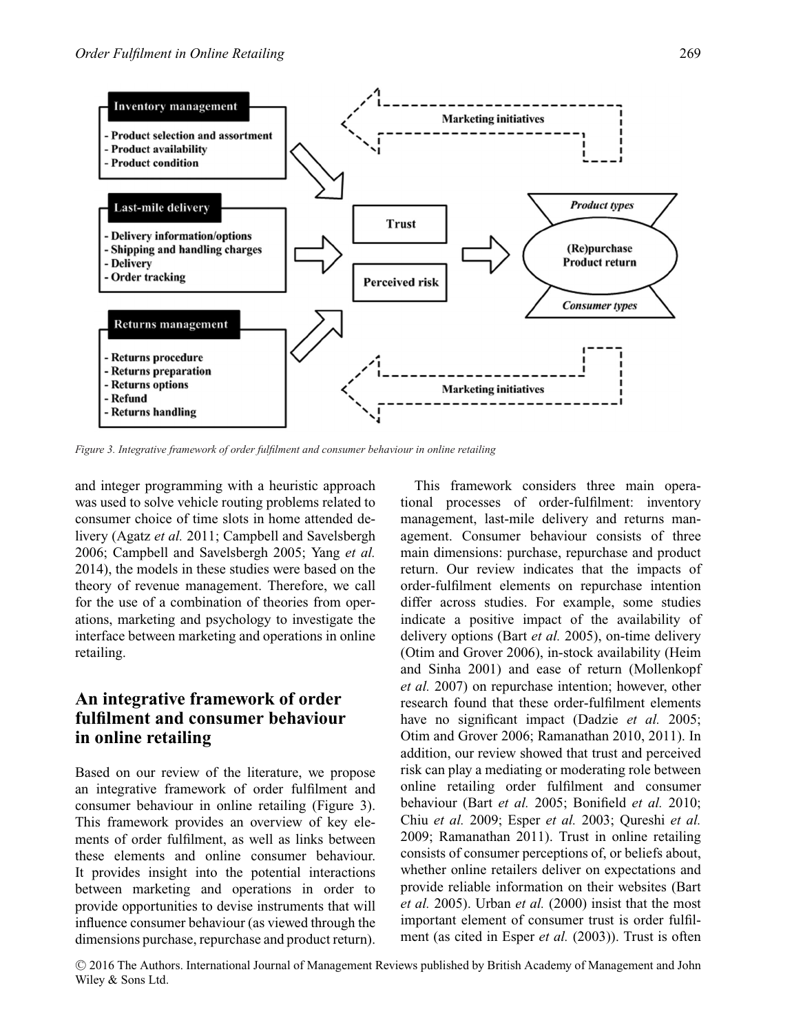Inventory management

- Product selection and assortment
- Product availability
- Product condition

Last-mile delivery

- Delivery information/options
- Shipping and handling charges
- Delivery
- Order tracking

Returns management

- Returns procedure
- Returns preparation
- Returns options
- Refund
- Returns handling

Marketing initiatives

Trust

Perceived risk

Product types

(Re)purchase
Product return

Consumer types

Marketing initiatives

*Figure 3. Integrative framework of order fulfilment and consumer behaviour in online retailing*

and integer programming with a heuristic approach was used to solve vehicle routing problems related to consumer choice of time slots in home attended delivery (Agatz *et al.* 2011; Campbell and Savelsbergh 2006; Campbell and Savelsbergh 2005; Yang *et al.* 2014), the models in these studies were based on the theory of revenue management. Therefore, we call for the use of a combination of theories from operations, marketing and psychology to investigate the interface between marketing and operations in online retailing.

## An integrative framework of order fulfilment and consumer behaviour in online retailing

Based on our review of the literature, we propose an integrative framework of order fulfilment and consumer behaviour in online retailing (Figure 3). This framework provides an overview of key elements of order fulfilment, as well as links between these elements and online consumer behaviour. It provides insight into the potential interactions between marketing and operations in order to provide opportunities to devise instruments that will influence consumer behaviour (as viewed through the dimensions purchase, repurchase and product return).

This framework considers three main operational processes of order-fulfilment: inventory management, last-mile delivery and returns management. Consumer behaviour consists of three main dimensions: purchase, repurchase and product return. Our review indicates that the impacts of order-fulfilment elements on repurchase intention differ across studies. For example, some studies indicate a positive impact of the availability of delivery options (Bart *et al.* 2005), on-time delivery (Otim and Grover 2006), in-stock availability (Heim and Sinha 2001) and ease of return (Mollenkopf *et al.* 2007) on repurchase intention; however, other research found that these order-fulfilment elements have no significant impact (Dadzie *et al.* 2005; Otim and Grover 2006; Ramanathan 2010, 2011). In addition, our review showed that trust and perceived risk can play a mediating or moderating role between online retailing order fulfilment and consumer behaviour (Bart *et al.* 2005; Bonifield *et al.* 2010; Chiu *et al.* 2009; Esper *et al.* 2003; Qureshi *et al.* 2009; Ramanathan 2011). Trust in online retailing consists of consumer perceptions of, or beliefs about, whether online retailers deliver on expectations and provide reliable information on their websites (Bart *et al.* 2005). Urban *et al.* (2000) insist that the most important element of consumer trust is order fulfilment (as cited in Esper *et al.* (2003)). Trust is often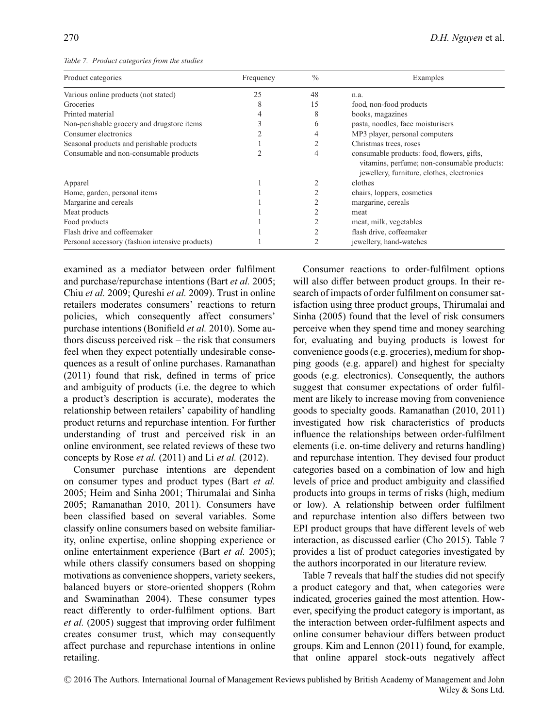*Table 7. Product categories from the studies*

| Product categories | Frequency | % | Examples |
|---|---|---|---|
| Various online products (not stated) | 25 | 48 | n.a. |
| Groceries | 8 | 15 | food, non-food products |
| Printed material | 4 | 8 | books, magazines |
| Non-perishable grocery and drugstore items | 3 | 6 | pasta, noodles, face moisturisers |
| Consumer electronics | 2 | 4 | MP3 player, personal computers |
| Seasonal products and perishable products | 1 | 2 | Christmas trees, roses |
| Consumable and non-consumable products | 2 | 4 | consumable products: food, flowers, gifts, vitamins, perfume; non-consumable products: jewellery, furniture, clothes, electronics |
| Apparel | 1 | 2 | clothes |
| Home, garden, personal items | 1 | 2 | chairs, loppers, cosmetics |
| Margarine and cereals | 1 | 2 | margarine, cereals |
| Meat products | 1 | 2 | meat |
| Food products | 1 | 2 | meat, milk, vegetables |
| Flash drive and coffeemaker | 1 | 2 | flash drive, coffeemaker |
| Personal accessory (fashion intensive products) | 1 | 2 | jewellery, hand-watches |

examined as a mediator between order fulfilment and purchase/repurchase intentions (Bart *et al.* 2005; Chiu *et al.* 2009; Qureshi *et al.* 2009). Trust in online retailers moderates consumers' reactions to return policies, which consequently affect consumers' purchase intentions (Bonifield *et al.* 2010). Some authors discuss perceived risk – the risk that consumers feel when they expect potentially undesirable consequences as a result of online purchases. Ramanathan (2011) found that risk, defined in terms of price and ambiguity of products (i.e. the degree to which a product's description is accurate), moderates the relationship between retailers' capability of handling product returns and repurchase intention. For further understanding of trust and perceived risk in an online environment, see related reviews of these two concepts by Rose *et al.* (2011) and Li *et al.* (2012).

Consumer purchase intentions are dependent on consumer types and product types (Bart *et al.* 2005; Heim and Sinha 2001; Thirumalai and Sinha 2005; Ramanathan 2010, 2011). Consumers have been classified based on several variables. Some classify online consumers based on website familiarity, online expertise, online shopping experience or online entertainment experience (Bart *et al.* 2005); while others classify consumers based on shopping motivations as convenience shoppers, variety seekers, balanced buyers or store-oriented shoppers (Rohm and Swaminathan 2004). These consumer types react differently to order-fulfilment options. Bart *et al.* (2005) suggest that improving order fulfilment creates consumer trust, which may consequently affect purchase and repurchase intentions in online retailing.

Consumer reactions to order-fulfilment options will also differ between product groups. In their research of impacts of order fulfilment on consumer satisfaction using three product groups, Thirumalai and Sinha (2005) found that the level of risk consumers perceive when they spend time and money searching for, evaluating and buying products is lowest for convenience goods (e.g. groceries), medium for shopping goods (e.g. apparel) and highest for specialty goods (e.g. electronics). Consequently, the authors suggest that consumer expectations of order fulfilment are likely to increase moving from convenience goods to specialty goods. Ramanathan (2010, 2011) investigated how risk characteristics of products influence the relationships between order-fulfilment elements (i.e. on-time delivery and returns handling) and repurchase intention. They devised four product categories based on a combination of low and high levels of price and product ambiguity and classified products into groups in terms of risks (high, medium or low). A relationship between order fulfilment and repurchase intention also differs between two EPI product groups that have different levels of web interaction, as discussed earlier (Cho 2015). Table 7 provides a list of product categories investigated by the authors incorporated in our literature review.

Table 7 reveals that half the studies did not specify a product category and that, when categories were indicated, groceries gained the most attention. However, specifying the product category is important, as the interaction between order-fulfilment aspects and online consumer behaviour differs between product groups. Kim and Lennon (2011) found, for example, that online apparel stock-outs negatively affect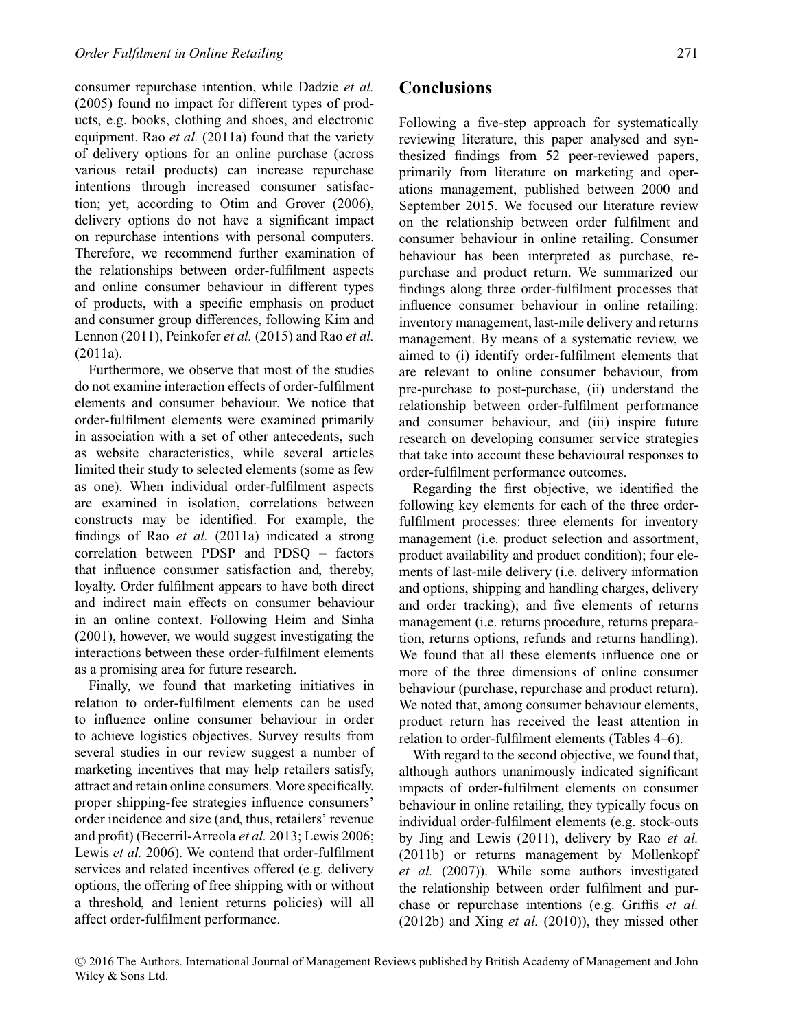consumer repurchase intention, while Dadzie *et al.* (2005) found no impact for different types of products, e.g. books, clothing and shoes, and electronic equipment. Rao *et al.* (2011a) found that the variety of delivery options for an online purchase (across various retail products) can increase repurchase intentions through increased consumer satisfaction; yet, according to Otim and Grover (2006), delivery options do not have a significant impact on repurchase intentions with personal computers. Therefore, we recommend further examination of the relationships between order-fulfilment aspects and online consumer behaviour in different types of products, with a specific emphasis on product and consumer group differences, following Kim and Lennon (2011), Peinkofer *et al.* (2015) and Rao *et al.* (2011a).

Furthermore, we observe that most of the studies do not examine interaction effects of order-fulfilment elements and consumer behaviour. We notice that order-fulfilment elements were examined primarily in association with a set of other antecedents, such as website characteristics, while several articles limited their study to selected elements (some as few as one). When individual order-fulfilment aspects are examined in isolation, correlations between constructs may be identified. For example, the findings of Rao *et al.* (2011a) indicated a strong correlation between PDSP and PDSQ – factors that influence consumer satisfaction and, thereby, loyalty. Order fulfilment appears to have both direct and indirect main effects on consumer behaviour in an online context. Following Heim and Sinha (2001), however, we would suggest investigating the interactions between these order-fulfilment elements as a promising area for future research.

Finally, we found that marketing initiatives in relation to order-fulfilment elements can be used to influence online consumer behaviour in order to achieve logistics objectives. Survey results from several studies in our review suggest a number of marketing incentives that may help retailers satisfy, attract and retain online consumers. More specifically, proper shipping-fee strategies influence consumers' order incidence and size (and, thus, retailers' revenue and profit) (Becerril-Arreola *et al.* 2013; Lewis 2006; Lewis *et al.* 2006). We contend that order-fulfilment services and related incentives offered (e.g. delivery options, the offering of free shipping with or without a threshold, and lenient returns policies) will all affect order-fulfilment performance.

## Conclusions

Following a five-step approach for systematically reviewing literature, this paper analysed and synthesized findings from 52 peer-reviewed papers, primarily from literature on marketing and operations management, published between 2000 and September 2015. We focused our literature review on the relationship between order fulfilment and consumer behaviour in online retailing. Consumer behaviour has been interpreted as purchase, repurchase and product return. We summarized our findings along three order-fulfilment processes that influence consumer behaviour in online retailing: inventory management, last-mile delivery and returns management. By means of a systematic review, we aimed to (i) identify order-fulfilment elements that are relevant to online consumer behaviour, from pre-purchase to post-purchase, (ii) understand the relationship between order-fulfilment performance and consumer behaviour, and (iii) inspire future research on developing consumer service strategies that take into account these behavioural responses to order-fulfilment performance outcomes.

Regarding the first objective, we identified the following key elements for each of the three order-fulfilment processes: three elements for inventory management (i.e. product selection and assortment, product availability and product condition); four elements of last-mile delivery (i.e. delivery information and options, shipping and handling charges, delivery and order tracking); and five elements of returns management (i.e. returns procedure, returns preparation, returns options, refunds and returns handling). We found that all these elements influence one or more of the three dimensions of online consumer behaviour (purchase, repurchase and product return). We noted that, among consumer behaviour elements, product return has received the least attention in relation to order-fulfilment elements (Tables 4–6).

With regard to the second objective, we found that, although authors unanimously indicated significant impacts of order-fulfilment elements on consumer behaviour in online retailing, they typically focus on individual order-fulfilment elements (e.g. stock-outs by Jing and Lewis (2011), delivery by Rao *et al.* (2011b) or returns management by Mollenkopf *et al.* (2007)). While some authors investigated the relationship between order fulfilment and purchase or repurchase intentions (e.g. Griffis *et al.* (2012b) and Xing *et al.* (2010)), they missed other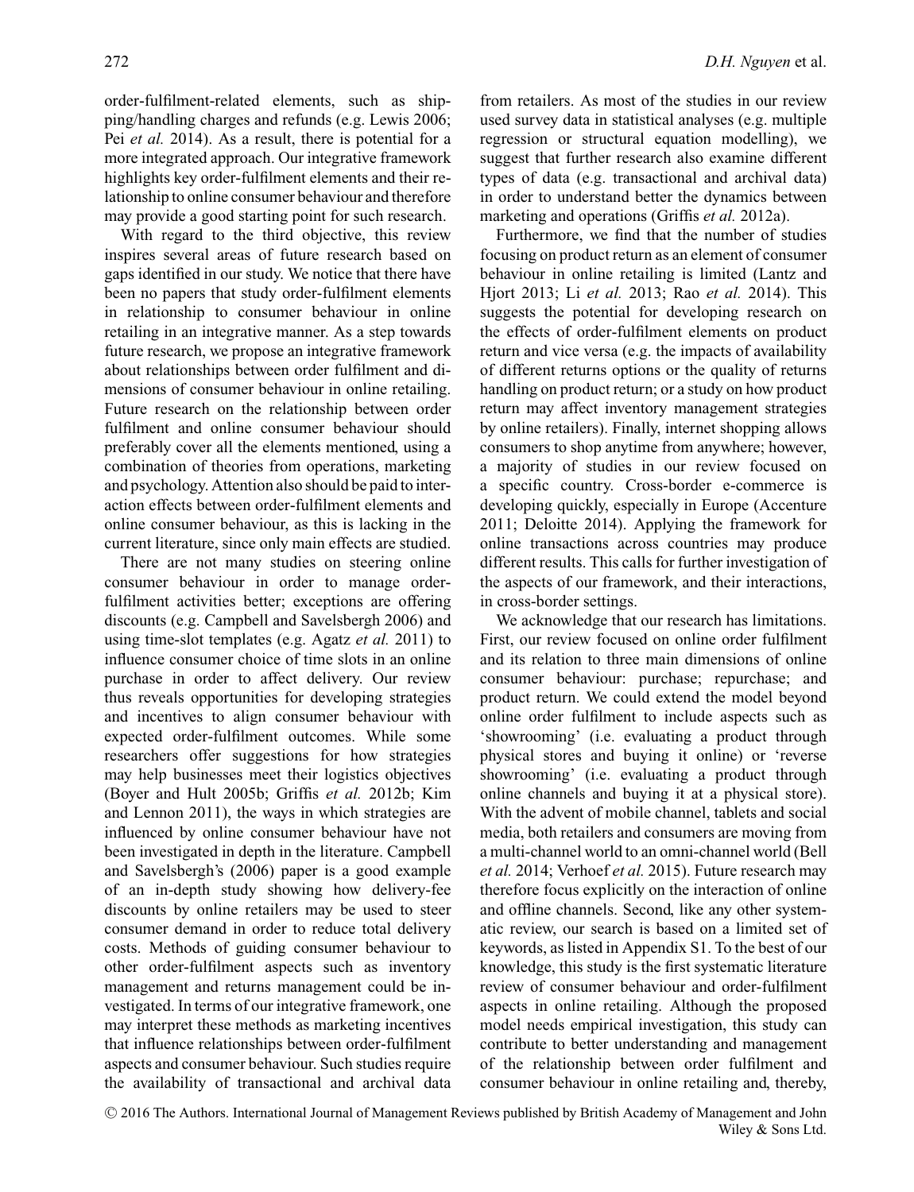order-fulfilment-related elements, such as shipping/handling charges and refunds (e.g. Lewis 2006; Pei *et al.* 2014). As a result, there is potential for a more integrated approach. Our integrative framework highlights key order-fulfilment elements and their relationship to online consumer behaviour and therefore may provide a good starting point for such research.

With regard to the third objective, this review inspires several areas of future research based on gaps identified in our study. We notice that there have been no papers that study order-fulfilment elements in relationship to consumer behaviour in online retailing in an integrative manner. As a step towards future research, we propose an integrative framework about relationships between order fulfilment and dimensions of consumer behaviour in online retailing. Future research on the relationship between order fulfilment and online consumer behaviour should preferably cover all the elements mentioned, using a combination of theories from operations, marketing and psychology. Attention also should be paid to interaction effects between order-fulfilment elements and online consumer behaviour, as this is lacking in the current literature, since only main effects are studied.

There are not many studies on steering online consumer behaviour in order to manage order-fulfilment activities better; exceptions are offering discounts (e.g. Campbell and Savelsbergh 2006) and using time-slot templates (e.g. Agatz *et al.* 2011) to influence consumer choice of time slots in an online purchase in order to affect delivery. Our review thus reveals opportunities for developing strategies and incentives to align consumer behaviour with expected order-fulfilment outcomes. While some researchers offer suggestions for how strategies may help businesses meet their logistics objectives (Boyer and Hult 2005b; Griffis *et al.* 2012b; Kim and Lennon 2011), the ways in which strategies are influenced by online consumer behaviour have not been investigated in depth in the literature. Campbell and Savelsbergh's (2006) paper is a good example of an in-depth study showing how delivery-fee discounts by online retailers may be used to steer consumer demand in order to reduce total delivery costs. Methods of guiding consumer behaviour to other order-fulfilment aspects such as inventory management and returns management could be investigated. In terms of our integrative framework, one may interpret these methods as marketing incentives that influence relationships between order-fulfilment aspects and consumer behaviour. Such studies require the availability of transactional and archival data from retailers. As most of the studies in our review used survey data in statistical analyses (e.g. multiple regression or structural equation modelling), we suggest that further research also examine different types of data (e.g. transactional and archival data) in order to understand better the dynamics between marketing and operations (Griffis *et al.* 2012a).

Furthermore, we find that the number of studies focusing on product return as an element of consumer behaviour in online retailing is limited (Lantz and Hjort 2013; Li *et al.* 2013; Rao *et al.* 2014). This suggests the potential for developing research on the effects of order-fulfilment elements on product return and vice versa (e.g. the impacts of availability of different returns options or the quality of returns handling on product return; or a study on how product return may affect inventory management strategies by online retailers). Finally, internet shopping allows consumers to shop anytime from anywhere; however, a majority of studies in our review focused on a specific country. Cross-border e-commerce is developing quickly, especially in Europe (Accenture 2011; Deloitte 2014). Applying the framework for online transactions across countries may produce different results. This calls for further investigation of the aspects of our framework, and their interactions, in cross-border settings.

We acknowledge that our research has limitations. First, our review focused on online order fulfilment and its relation to three main dimensions of online consumer behaviour: purchase; repurchase; and product return. We could extend the model beyond online order fulfilment to include aspects such as 'showrooming' (i.e. evaluating a product through physical stores and buying it online) or 'reverse showrooming' (i.e. evaluating a product through online channels and buying it at a physical store). With the advent of mobile channel, tablets and social media, both retailers and consumers are moving from a multi-channel world to an omni-channel world (Bell *et al.* 2014; Verhoef *et al.* 2015). Future research may therefore focus explicitly on the interaction of online and offline channels. Second, like any other systematic review, our search is based on a limited set of keywords, as listed in Appendix S1. To the best of our knowledge, this study is the first systematic literature review of consumer behaviour and order-fulfilment aspects in online retailing. Although the proposed model needs empirical investigation, this study can contribute to better understanding and management of the relationship between order fulfilment and consumer behaviour in online retailing and, thereby,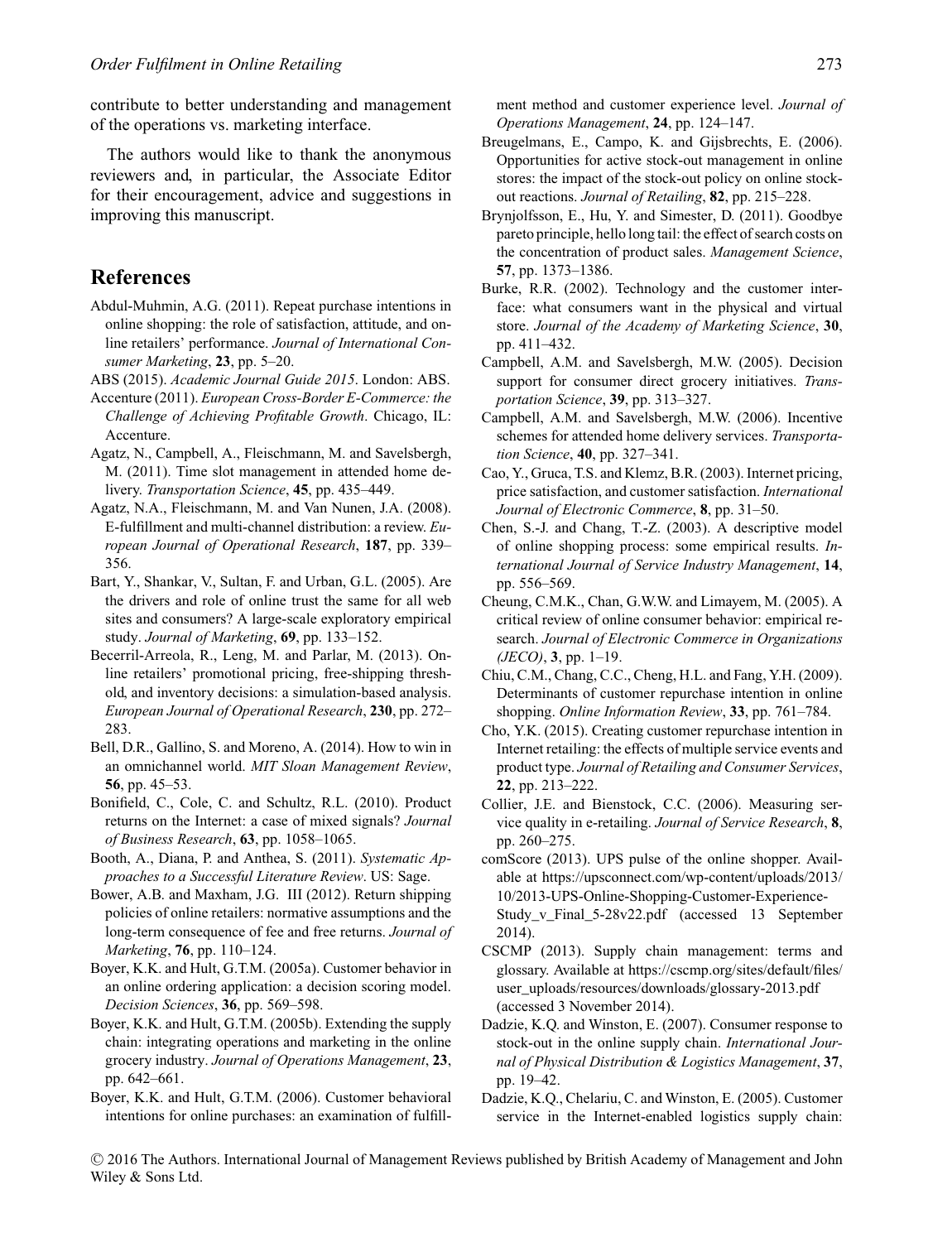contribute to better understanding and management of the operations vs. marketing interface.

The authors would like to thank the anonymous reviewers and, in particular, the Associate Editor for their encouragement, advice and suggestions in improving this manuscript.

## References

Abdul-Muhmin, A.G. (2011). Repeat purchase intentions in online shopping: the role of satisfaction, attitude, and online retailers' performance. *Journal of International Consumer Marketing*, **23**, pp. 5–20.

ABS (2015). *Academic Journal Guide 2015*. London: ABS.

Accenture (2011). *European Cross-Border E-Commerce: the Challenge of Achieving Profitable Growth*. Chicago, IL: Accenture.

Agatz, N., Campbell, A., Fleischmann, M. and Savelsbergh, M. (2011). Time slot management in attended home delivery. *Transportation Science*, **45**, pp. 435–449.

Agatz, N.A., Fleischmann, M. and Van Nunen, J.A. (2008). E-fulfillment and multi-channel distribution: a review. *European Journal of Operational Research*, **187**, pp. 339–356.

Bart, Y., Shankar, V., Sultan, F. and Urban, G.L. (2005). Are the drivers and role of online trust the same for all web sites and consumers? A large-scale exploratory empirical study. *Journal of Marketing*, **69**, pp. 133–152.

Becerril-Arreola, R., Leng, M. and Parlar, M. (2013). Online retailers' promotional pricing, free-shipping threshold, and inventory decisions: a simulation-based analysis. *European Journal of Operational Research*, **230**, pp. 272–283.

Bell, D.R., Gallino, S. and Moreno, A. (2014). How to win in an omnichannel world. *MIT Sloan Management Review*, **56**, pp. 45–53.

Bonifield, C., Cole, C. and Schultz, R.L. (2010). Product returns on the Internet: a case of mixed signals? *Journal of Business Research*, **63**, pp. 1058–1065.

Booth, A., Diana, P. and Anthea, S. (2011). *Systematic Approaches to a Successful Literature Review*. US: Sage.

Bower, A.B. and Maxham, J.G. III (2012). Return shipping policies of online retailers: normative assumptions and the long-term consequence of fee and free returns. *Journal of Marketing*, **76**, pp. 110–124.

Boyer, K.K. and Hult, G.T.M. (2005a). Customer behavior in an online ordering application: a decision scoring model. *Decision Sciences*, **36**, pp. 569–598.

Boyer, K.K. and Hult, G.T.M. (2005b). Extending the supply chain: integrating operations and marketing in the online grocery industry. *Journal of Operations Management*, **23**, pp. 642–661.

Boyer, K.K. and Hult, G.T.M. (2006). Customer behavioral intentions for online purchases: an examination of fulfillment method and customer experience level. *Journal of Operations Management*, **24**, pp. 124–147.

Breugelmans, E., Campo, K. and Gijsbrechts, E. (2006). Opportunities for active stock-out management in online stores: the impact of the stock-out policy on online stock-out reactions. *Journal of Retailing*, **82**, pp. 215–228.

Brynjolfsson, E., Hu, Y. and Simester, D. (2011). Goodbye pareto principle, hello long tail: the effect of search costs on the concentration of product sales. *Management Science*, **57**, pp. 1373–1386.

Burke, R.R. (2002). Technology and the customer interface: what consumers want in the physical and virtual store. *Journal of the Academy of Marketing Science*, **30**, pp. 411–432.

Campbell, A.M. and Savelsbergh, M.W. (2005). Decision support for consumer direct grocery initiatives. *Transportation Science*, **39**, pp. 313–327.

Campbell, A.M. and Savelsbergh, M.W. (2006). Incentive schemes for attended home delivery services. *Transportation Science*, **40**, pp. 327–341.

Cao, Y., Gruca, T.S. and Klemz, B.R. (2003). Internet pricing, price satisfaction, and customer satisfaction. *International Journal of Electronic Commerce*, **8**, pp. 31–50.

Chen, S.-J. and Chang, T.-Z. (2003). A descriptive model of online shopping process: some empirical results. *International Journal of Service Industry Management*, **14**, pp. 556–569.

Cheung, C.M.K., Chan, G.W.W. and Limayem, M. (2005). A critical review of online consumer behavior: empirical research. *Journal of Electronic Commerce in Organizations (JECO)*, **3**, pp. 1–19.

Chiu, C.M., Chang, C.C., Cheng, H.L. and Fang, Y.H. (2009). Determinants of customer repurchase intention in online shopping. *Online Information Review*, **33**, pp. 761–784.

Cho, Y.K. (2015). Creating customer repurchase intention in Internet retailing: the effects of multiple service events and product type. *Journal of Retailing and Consumer Services*, **22**, pp. 213–222.

Collier, J.E. and Bienstock, C.C. (2006). Measuring service quality in e-retailing. *Journal of Service Research*, **8**, pp. 260–275.

comScore (2013). UPS pulse of the online shopper. Available at https://upsconnect.com/wp-content/uploads/2013/10/2013-UPS-Online-Shopping-Customer-Experience-Study_v_Final_5-28v22.pdf (accessed 13 September 2014).

CSCMP (2013). Supply chain management: terms and glossary. Available at https://cscmp.org/sites/default/files/user_uploads/resources/downloads/glossary-2013.pdf (accessed 3 November 2014).

Dadzie, K.Q. and Winston, E. (2007). Consumer response to stock-out in the online supply chain. *International Journal of Physical Distribution & Logistics Management*, **37**, pp. 19–42.

Dadzie, K.Q., Chelariu, C. and Winston, E. (2005). Customer service in the Internet-enabled logistics supply chain: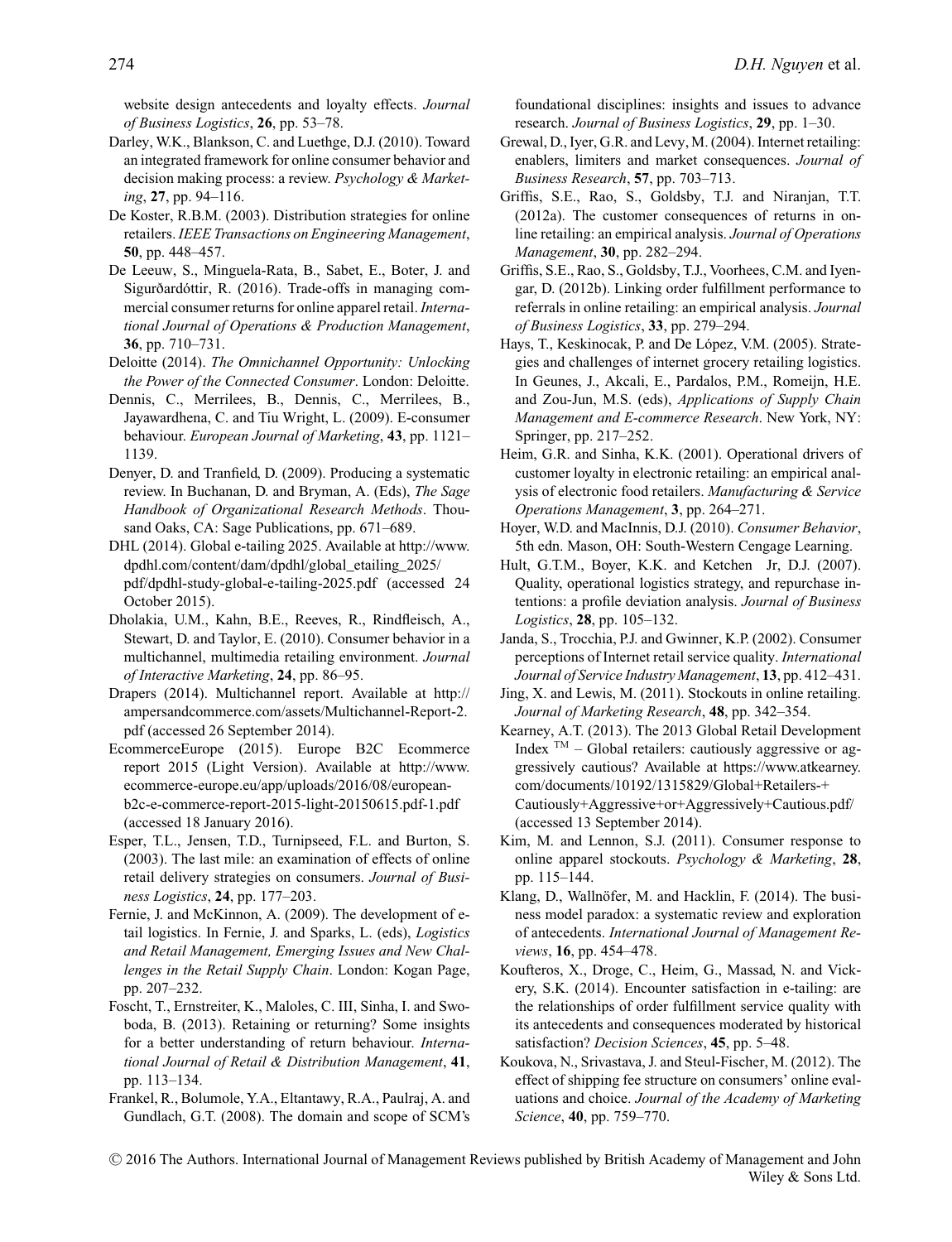website design antecedents and loyalty effects. *Journal of Business Logistics*, **26**, pp. 53–78.

Darley, W.K., Blankson, C. and Luethge, D.J. (2010). Toward an integrated framework for online consumer behavior and decision making process: a review. *Psychology & Marketing*, **27**, pp. 94–116.

De Koster, R.B.M. (2003). Distribution strategies for online retailers. *IEEE Transactions on Engineering Management*, **50**, pp. 448–457.

De Leeuw, S., Minguela-Rata, B., Sabet, E., Boter, J. and Sigurðardóttir, R. (2016). Trade-offs in managing commercial consumer returns for online apparel retail. *International Journal of Operations & Production Management*, **36**, pp. 710–731.

Deloitte (2014). *The Omnichannel Opportunity: Unlocking the Power of the Connected Consumer*. London: Deloitte.

Dennis, C., Merrilees, B., Dennis, C., Merrilees, B., Jayawardhena, C. and Tiu Wright, L. (2009). E-consumer behaviour. *European Journal of Marketing*, **43**, pp. 1121–1139.

Denyer, D. and Tranfield, D. (2009). Producing a systematic review. In Buchanan, D. and Bryman, A. (Eds), *The Sage Handbook of Organizational Research Methods*. Thousand Oaks, CA: Sage Publications, pp. 671–689.

DHL (2014). Global e-tailing 2025. Available at http://www.dpdhl.com/content/dam/dpdhl/global_etailing_2025/pdf/dpdhl-study-global-e-tailing-2025.pdf (accessed 24 October 2015).

Dholakia, U.M., Kahn, B.E., Reeves, R., Rindfleisch, A., Stewart, D. and Taylor, E. (2010). Consumer behavior in a multichannel, multimedia retailing environment. *Journal of Interactive Marketing*, **24**, pp. 86–95.

Drapers (2014). Multichannel report. Available at http://ampersandcommerce.com/assets/Multichannel-Report-2.pdf (accessed 26 September 2014).

EcommerceEurope (2015). Europe B2C Ecommerce report 2015 (Light Version). Available at http://www.ecommerce-europe.eu/app/uploads/2016/08/european-b2c-e-commerce-report-2015-light-20150615.pdf-1.pdf (accessed 18 January 2016).

Esper, T.L., Jensen, T.D., Turnipseed, F.L. and Burton, S. (2003). The last mile: an examination of effects of online retail delivery strategies on consumers. *Journal of Business Logistics*, **24**, pp. 177–203.

Fernie, J. and McKinnon, A. (2009). The development of e-tail logistics. In Fernie, J. and Sparks, L. (eds), *Logistics and Retail Management, Emerging Issues and New Challenges in the Retail Supply Chain*. London: Kogan Page, pp. 207–232.

Foscht, T., Ernstreiter, K., Maloles, C. III, Sinha, I. and Swoboda, B. (2013). Retaining or returning? Some insights for a better understanding of return behaviour. *International Journal of Retail & Distribution Management*, **41**, pp. 113–134.

Frankel, R., Bolumole, Y.A., Eltantawy, R.A., Paulraj, A. and Gundlach, G.T. (2008). The domain and scope of SCM's foundational disciplines: insights and issues to advance research. *Journal of Business Logistics*, **29**, pp. 1–30.

Grewal, D., Iyer, G.R. and Levy, M. (2004). Internet retailing: enablers, limiters and market consequences. *Journal of Business Research*, **57**, pp. 703–713.

Griffis, S.E., Rao, S., Goldsby, T.J. and Niranjan, T.T. (2012a). The customer consequences of returns in online retailing: an empirical analysis. *Journal of Operations Management*, **30**, pp. 282–294.

Griffis, S.E., Rao, S., Goldsby, T.J., Voorhees, C.M. and Iyengar, D. (2012b). Linking order fulfillment performance to referrals in online retailing: an empirical analysis. *Journal of Business Logistics*, **33**, pp. 279–294.

Hays, T., Keskinocak, P. and De López, V.M. (2005). Strategies and challenges of internet grocery retailing logistics. In Geunes, J., Akcali, E., Pardalos, P.M., Romeijn, H.E. and Zou-Jun, M.S. (eds), *Applications of Supply Chain Management and E-commerce Research*. New York, NY: Springer, pp. 217–252.

Heim, G.R. and Sinha, K.K. (2001). Operational drivers of customer loyalty in electronic retailing: an empirical analysis of electronic food retailers. *Manufacturing & Service Operations Management*, **3**, pp. 264–271.

Hoyer, W.D. and MacInnis, D.J. (2010). *Consumer Behavior*, 5th edn. Mason, OH: South-Western Cengage Learning.

Hult, G.T.M., Boyer, K.K. and Ketchen Jr, D.J. (2007). Quality, operational logistics strategy, and repurchase intentions: a profile deviation analysis. *Journal of Business Logistics*, **28**, pp. 105–132.

Janda, S., Trocchia, P.J. and Gwinner, K.P. (2002). Consumer perceptions of Internet retail service quality. *International Journal of Service Industry Management*, **13**, pp. 412–431.

Jing, X. and Lewis, M. (2011). Stockouts in online retailing. *Journal of Marketing Research*, **48**, pp. 342–354.

Kearney, A.T. (2013). The 2013 Global Retail Development Index TM – Global retailers: cautiously aggressive or aggressively cautious? Available at https://www.atkearney.com/documents/10192/1315829/Global+Retailers-+Cautiously+Aggressive+or+Aggressively+Cautious.pdf/ (accessed 13 September 2014).

Kim, M. and Lennon, S.J. (2011). Consumer response to online apparel stockouts. *Psychology & Marketing*, **28**, pp. 115–144.

Klang, D., Wallnöfer, M. and Hacklin, F. (2014). The business model paradox: a systematic review and exploration of antecedents. *International Journal of Management Reviews*, **16**, pp. 454–478.

Koufteros, X., Droge, C., Heim, G., Massad, N. and Vickery, S.K. (2014). Encounter satisfaction in e-tailing: are the relationships of order fulfillment service quality with its antecedents and consequences moderated by historical satisfaction? *Decision Sciences*, **45**, pp. 5–48.

Koukova, N., Srivastava, J. and Steul-Fischer, M. (2012). The effect of shipping fee structure on consumers' online evaluations and choice. *Journal of the Academy of Marketing Science*, **40**, pp. 759–770.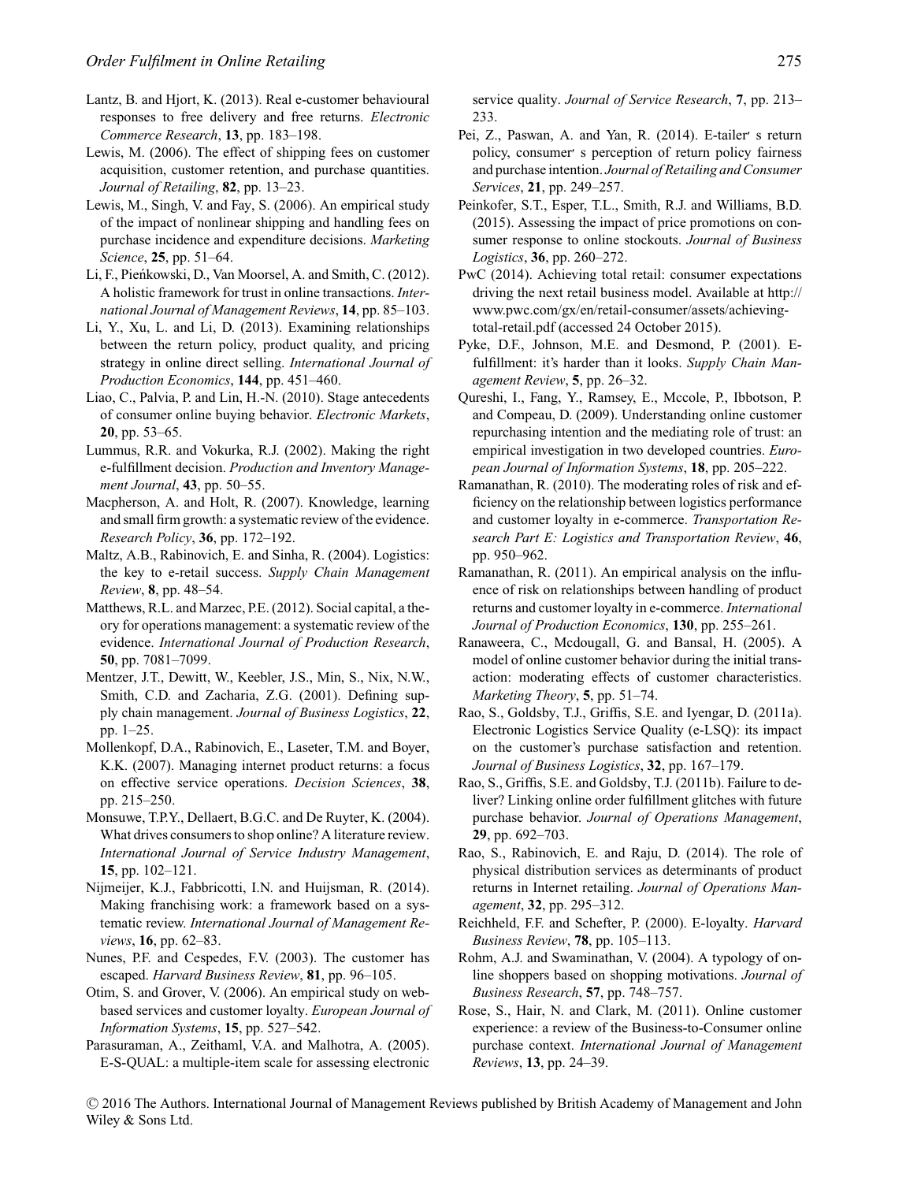Lantz, B. and Hjort, K. (2013). Real e-customer behavioural responses to free delivery and free returns. *Electronic Commerce Research*, **13**, pp. 183–198.

Lewis, M. (2006). The effect of shipping fees on customer acquisition, customer retention, and purchase quantities. *Journal of Retailing*, **82**, pp. 13–23.

Lewis, M., Singh, V. and Fay, S. (2006). An empirical study of the impact of nonlinear shipping and handling fees on purchase incidence and expenditure decisions. *Marketing Science*, **25**, pp. 51–64.

Li, F., Pieńkowski, D., Van Moorsel, A. and Smith, C. (2012). A holistic framework for trust in online transactions. *International Journal of Management Reviews*, **14**, pp. 85–103.

Li, Y., Xu, L. and Li, D. (2013). Examining relationships between the return policy, product quality, and pricing strategy in online direct selling. *International Journal of Production Economics*, **144**, pp. 451–460.

Liao, C., Palvia, P. and Lin, H.-N. (2010). Stage antecedents of consumer online buying behavior. *Electronic Markets*, **20**, pp. 53–65.

Lummus, R.R. and Vokurka, R.J. (2002). Making the right e-fulfillment decision. *Production and Inventory Management Journal*, **43**, pp. 50–55.

Macpherson, A. and Holt, R. (2007). Knowledge, learning and small firm growth: a systematic review of the evidence. *Research Policy*, **36**, pp. 172–192.

Maltz, A.B., Rabinovich, E. and Sinha, R. (2004). Logistics: the key to e-retail success. *Supply Chain Management Review*, **8**, pp. 48–54.

Matthews, R.L. and Marzec, P.E. (2012). Social capital, a theory for operations management: a systematic review of the evidence. *International Journal of Production Research*, **50**, pp. 7081–7099.

Mentzer, J.T., Dewitt, W., Keebler, J.S., Min, S., Nix, N.W., Smith, C.D. and Zacharia, Z.G. (2001). Defining supply chain management. *Journal of Business Logistics*, **22**, pp. 1–25.

Mollenkopf, D.A., Rabinovich, E., Laseter, T.M. and Boyer, K.K. (2007). Managing internet product returns: a focus on effective service operations. *Decision Sciences*, **38**, pp. 215–250.

Monsuwe, T.P.Y., Dellaert, B.G.C. and De Ruyter, K. (2004). What drives consumers to shop online? A literature review. *International Journal of Service Industry Management*, **15**, pp. 102–121.

Nijmeijer, K.J., Fabbricotti, I.N. and Huijsman, R. (2014). Making franchising work: a framework based on a systematic review. *International Journal of Management Reviews*, **16**, pp. 62–83.

Nunes, P.F. and Cespedes, F.V. (2003). The customer has escaped. *Harvard Business Review*, **81**, pp. 96–105.

Otim, S. and Grover, V. (2006). An empirical study on web-based services and customer loyalty. *European Journal of Information Systems*, **15**, pp. 527–542.

Parasuraman, A., Zeithaml, V.A. and Malhotra, A. (2005). E-S-QUAL: a multiple-item scale for assessing electronic service quality. *Journal of Service Research*, **7**, pp. 213–233.

Pei, Z., Paswan, A. and Yan, R. (2014). E-tailer′ s return policy, consumer′ s perception of return policy fairness and purchase intention. *Journal of Retailing and Consumer Services*, **21**, pp. 249–257.

Peinkofer, S.T., Esper, T.L., Smith, R.J. and Williams, B.D. (2015). Assessing the impact of price promotions on consumer response to online stockouts. *Journal of Business Logistics*, **36**, pp. 260–272.

PwC (2014). Achieving total retail: consumer expectations driving the next retail business model. Available at http://www.pwc.com/gx/en/retail-consumer/assets/achieving-total-retail.pdf (accessed 24 October 2015).

Pyke, D.F., Johnson, M.E. and Desmond, P. (2001). E-fulfillment: it's harder than it looks. *Supply Chain Management Review*, **5**, pp. 26–32.

Qureshi, I., Fang, Y., Ramsey, E., Mccole, P., Ibbotson, P. and Compeau, D. (2009). Understanding online customer repurchasing intention and the mediating role of trust: an empirical investigation in two developed countries. *European Journal of Information Systems*, **18**, pp. 205–222.

Ramanathan, R. (2010). The moderating roles of risk and efficiency on the relationship between logistics performance and customer loyalty in e-commerce. *Transportation Research Part E: Logistics and Transportation Review*, **46**, pp. 950–962.

Ramanathan, R. (2011). An empirical analysis on the influence of risk on relationships between handling of product returns and customer loyalty in e-commerce. *International Journal of Production Economics*, **130**, pp. 255–261.

Ranaweera, C., Mcdougall, G. and Bansal, H. (2005). A model of online customer behavior during the initial transaction: moderating effects of customer characteristics. *Marketing Theory*, **5**, pp. 51–74.

Rao, S., Goldsby, T.J., Griffis, S.E. and Iyengar, D. (2011a). Electronic Logistics Service Quality (e-LSQ): its impact on the customer's purchase satisfaction and retention. *Journal of Business Logistics*, **32**, pp. 167–179.

Rao, S., Griffis, S.E. and Goldsby, T.J. (2011b). Failure to deliver? Linking online order fulfillment glitches with future purchase behavior. *Journal of Operations Management*, **29**, pp. 692–703.

Rao, S., Rabinovich, E. and Raju, D. (2014). The role of physical distribution services as determinants of product returns in Internet retailing. *Journal of Operations Management*, **32**, pp. 295–312.

Reichheld, F.F. and Schefter, P. (2000). E-loyalty. *Harvard Business Review*, **78**, pp. 105–113.

Rohm, A.J. and Swaminathan, V. (2004). A typology of online shoppers based on shopping motivations. *Journal of Business Research*, **57**, pp. 748–757.

Rose, S., Hair, N. and Clark, M. (2011). Online customer experience: a review of the Business-to-Consumer online purchase context. *International Journal of Management Reviews*, **13**, pp. 24–39.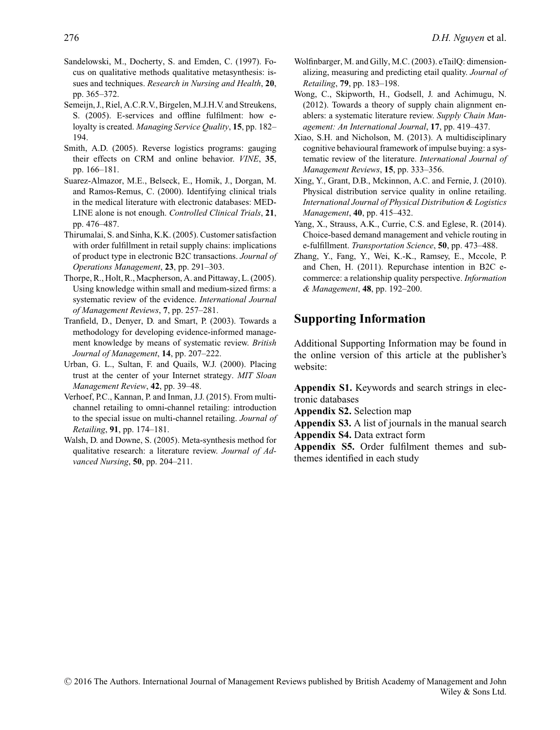Sandelowski, M., Docherty, S. and Emden, C. (1997). Focus on qualitative methods qualitative metasynthesis: issues and techniques. *Research in Nursing and Health*, **20**, pp. 365–372.

Semeijn, J., Riel, A.C.R.V., Birgelen, M.J.H.V. and Streukens, S. (2005). E-services and offline fulfilment: how e-loyalty is created. *Managing Service Quality*, **15**, pp. 182–194.

Smith, A.D. (2005). Reverse logistics programs: gauging their effects on CRM and online behavior. *VINE*, **35**, pp. 166–181.

Suarez-Almazor, M.E., Belseck, E., Homik, J., Dorgan, M. and Ramos-Remus, C. (2000). Identifying clinical trials in the medical literature with electronic databases: MEDLINE alone is not enough. *Controlled Clinical Trials*, **21**, pp. 476–487.

Thirumalai, S. and Sinha, K.K. (2005). Customer satisfaction with order fulfillment in retail supply chains: implications of product type in electronic B2C transactions. *Journal of Operations Management*, **23**, pp. 291–303.

Thorpe, R., Holt, R., Macpherson, A. and Pittaway, L. (2005). Using knowledge within small and medium-sized firms: a systematic review of the evidence. *International Journal of Management Reviews*, **7**, pp. 257–281.

Tranfield, D., Denyer, D. and Smart, P. (2003). Towards a methodology for developing evidence-informed management knowledge by means of systematic review. *British Journal of Management*, **14**, pp. 207–222.

Urban, G. L., Sultan, F. and Quails, W.J. (2000). Placing trust at the center of your Internet strategy. *MIT Sloan Management Review*, **42**, pp. 39–48.

Verhoef, P.C., Kannan, P. and Inman, J.J. (2015). From multichannel retailing to omni-channel retailing: introduction to the special issue on multi-channel retailing. *Journal of Retailing*, **91**, pp. 174–181.

Walsh, D. and Downe, S. (2005). Meta-synthesis method for qualitative research: a literature review. *Journal of Advanced Nursing*, **50**, pp. 204–211.

Wolfinbarger, M. and Gilly, M.C. (2003). eTailQ: dimensionalizing, measuring and predicting etail quality. *Journal of Retailing*, **79**, pp. 183–198.

Wong, C., Skipworth, H., Godsell, J. and Achimugu, N. (2012). Towards a theory of supply chain alignment enablers: a systematic literature review. *Supply Chain Management: An International Journal*, **17**, pp. 419–437.

Xiao, S.H. and Nicholson, M. (2013). A multidisciplinary cognitive behavioural framework of impulse buying: a systematic review of the literature. *International Journal of Management Reviews*, **15**, pp. 333–356.

Xing, Y., Grant, D.B., Mckinnon, A.C. and Fernie, J. (2010). Physical distribution service quality in online retailing. *International Journal of Physical Distribution & Logistics Management*, **40**, pp. 415–432.

Yang, X., Strauss, A.K., Currie, C.S. and Eglese, R. (2014). Choice-based demand management and vehicle routing in e-fulfillment. *Transportation Science*, **50**, pp. 473–488.

Zhang, Y., Fang, Y., Wei, K.-K., Ramsey, E., Mccole, P. and Chen, H. (2011). Repurchase intention in B2C e-commerce: a relationship quality perspective. *Information & Management*, **48**, pp. 192–200.

## Supporting Information

Additional Supporting Information may be found in the online version of this article at the publisher's website:

**Appendix S1.** Keywords and search strings in electronic databases

**Appendix S2.** Selection map

**Appendix S3.** A list of journals in the manual search

**Appendix S4.** Data extract form

**Appendix S5.** Order fulfilment themes and subthemes identified in each study

© 2016 The Authors. International Journal of Management Reviews published by British Academy of Management and John Wiley & Sons Ltd.